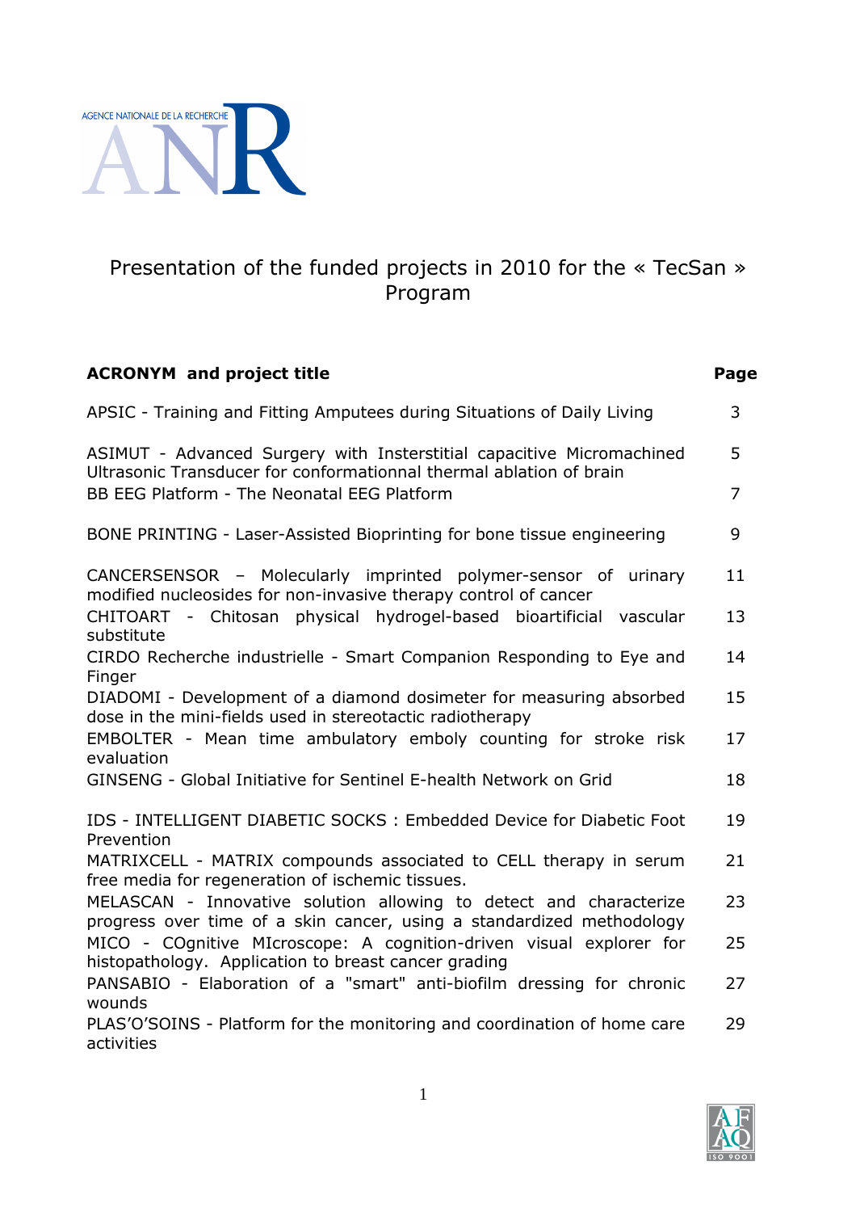AGENCE NATIONALE DE LA RECHERCHE

ANR

# Presentation of the funded projects in 2010 for the « TecSan » Program

| ACRONYM and project title | Page |
| --- | --- |
| APSIC - Training and Fitting Amputees during Situations of Daily Living | 3 |
| ASIMUT - Advanced Surgery with Insterstitial capacitive Micromachined Ultrasonic Transducer for conformationnal thermal ablation of brain | 5 |
| BB EEG Platform - The Neonatal EEG Platform | 7 |
| BONE PRINTING - Laser-Assisted Bioprinting for bone tissue engineering | 9 |
| CANCERSENSOR – Molecularly imprinted polymer-sensor of urinary modified nucleosides for non-invasive therapy control of cancer | 11 |
| CHITOART - Chitosan physical hydrogel-based bioartificial vascular substitute | 13 |
| CIRDO Recherche industrielle - Smart Companion Responding to Eye and Finger | 14 |
| DIADOMI - Development of a diamond dosimeter for measuring absorbed dose in the mini-fields used in stereotactic radiotherapy | 15 |
| EMBOLTER - Mean time ambulatory emboly counting for stroke risk evaluation | 17 |
| GINSENG - Global Initiative for Sentinel E-health Network on Grid | 18 |
| IDS - INTELLIGENT DIABETIC SOCKS : Embedded Device for Diabetic Foot Prevention | 19 |
| MATRIXCELL - MATRIX compounds associated to CELL therapy in serum free media for regeneration of ischemic tissues. | 21 |
| MELASCAN - Innovative solution allowing to detect and characterize progress over time of a skin cancer, using a standardized methodology | 23 |
| MICO - COgnitive MIcroscope: A cognition-driven visual explorer for histopathology. Application to breast cancer grading | 25 |
| PANSABIO - Elaboration of a "smart" anti-biofilm dressing for chronic wounds | 27 |
| PLAS'O'SOINS - Platform for the monitoring and coordination of home care activities | 29 |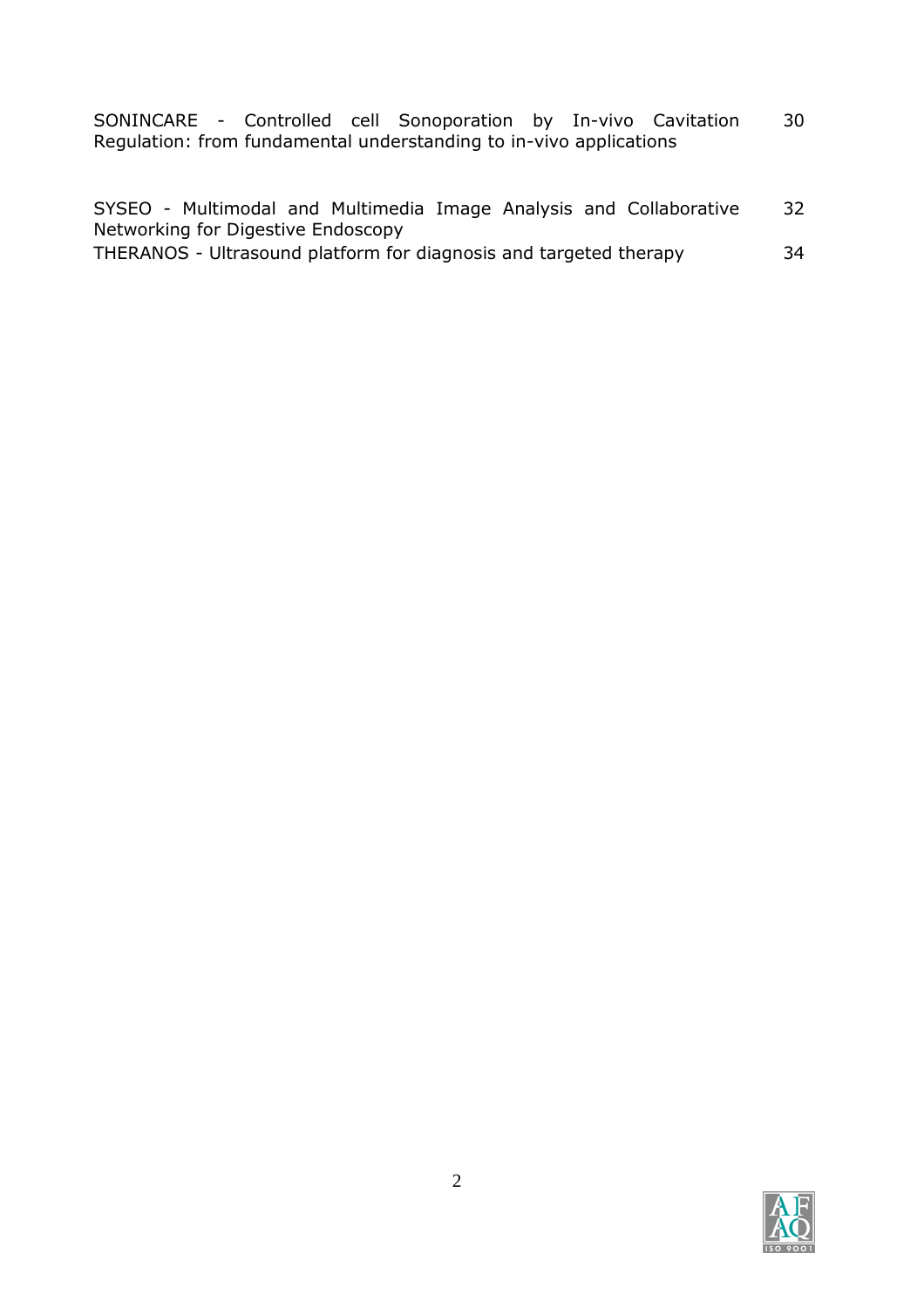| | |
|---|---|
| SONINCARE - Controlled cell Sonoporation by In-vivo Cavitation Regulation: from fundamental understanding to in-vivo applications | 30 |
| SYSEO - Multimodal and Multimedia Image Analysis and Collaborative Networking for Digestive Endoscopy | 32 |
| THERANOS - Ultrasound platform for diagnosis and targeted therapy | 34 |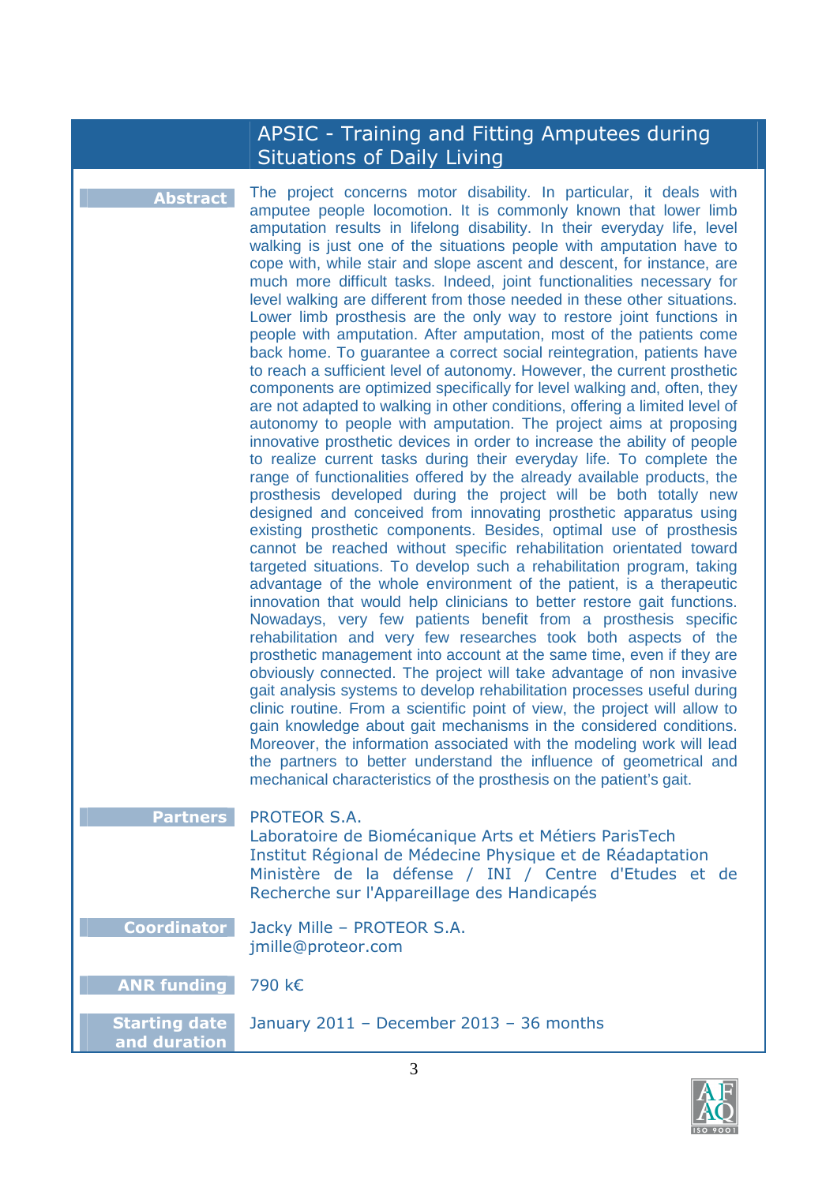## APSIC - Training and Fitting Amputees during Situations of Daily Living

**Abstract**

The project concerns motor disability. In particular, it deals with amputee people locomotion. It is commonly known that lower limb amputation results in lifelong disability. In their everyday life, level walking is just one of the situations people with amputation have to cope with, while stair and slope ascent and descent, for instance, are much more difficult tasks. Indeed, joint functionalities necessary for level walking are different from those needed in these other situations. Lower limb prosthesis are the only way to restore joint functions in people with amputation. After amputation, most of the patients come back home. To guarantee a correct social reintegration, patients have to reach a sufficient level of autonomy. However, the current prosthetic components are optimized specifically for level walking and, often, they are not adapted to walking in other conditions, offering a limited level of autonomy to people with amputation. The project aims at proposing innovative prosthetic devices in order to increase the ability of people to realize current tasks during their everyday life. To complete the range of functionalities offered by the already available products, the prosthesis developed during the project will be both totally new designed and conceived from innovating prosthetic apparatus using existing prosthetic components. Besides, optimal use of prosthesis cannot be reached without specific rehabilitation orientated toward targeted situations. To develop such a rehabilitation program, taking advantage of the whole environment of the patient, is a therapeutic innovation that would help clinicians to better restore gait functions. Nowadays, very few patients benefit from a prosthesis specific rehabilitation and very few researches took both aspects of the prosthetic management into account at the same time, even if they are obviously connected. The project will take advantage of non invasive gait analysis systems to develop rehabilitation processes useful during clinic routine. From a scientific point of view, the project will allow to gain knowledge about gait mechanisms in the considered conditions. Moreover, the information associated with the modeling work will lead the partners to better understand the influence of geometrical and mechanical characteristics of the prosthesis on the patient's gait.

**Partners**

PROTEOR S.A.
Laboratoire de Biomécanique Arts et Métiers ParisTech
Institut Régional de Médecine Physique et de Réadaptation
Ministère de la défense / INI / Centre d'Etudes et de Recherche sur l'Appareillage des Handicapés

**Coordinator**

Jacky Mille – PROTEOR S.A.
jmille@proteor.com

**ANR funding**

790 k€

**Starting date and duration**

January 2011 – December 2013 – 36 months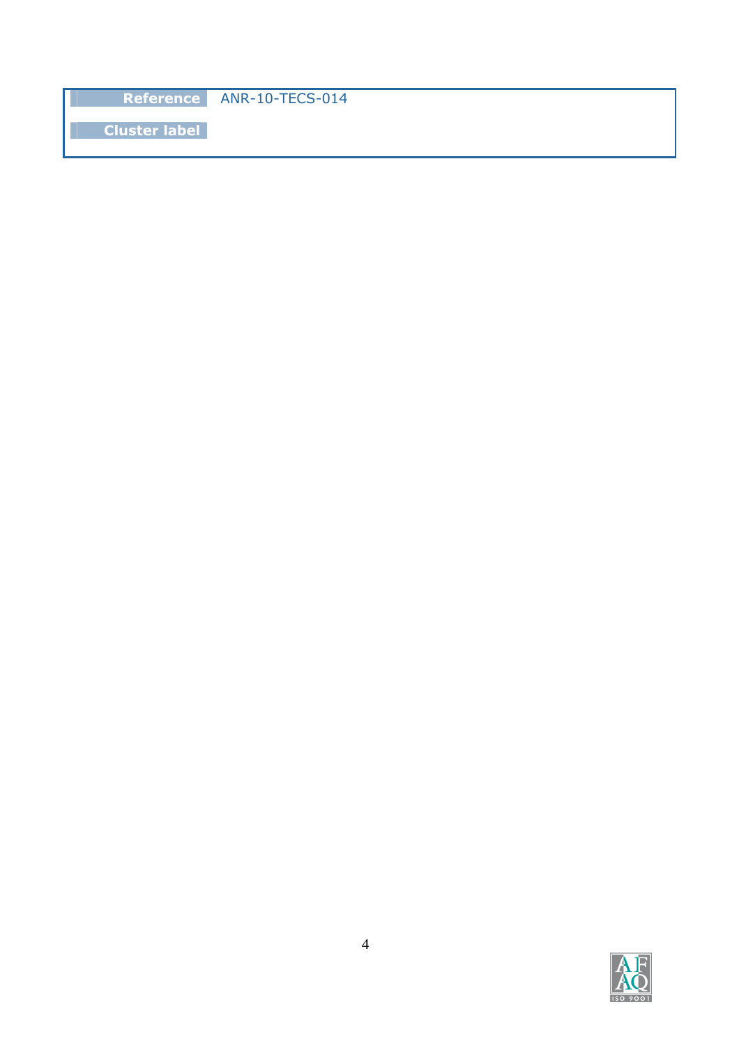| Reference | ANR-10-TECS-014 |
| --- | --- |
| Cluster label | |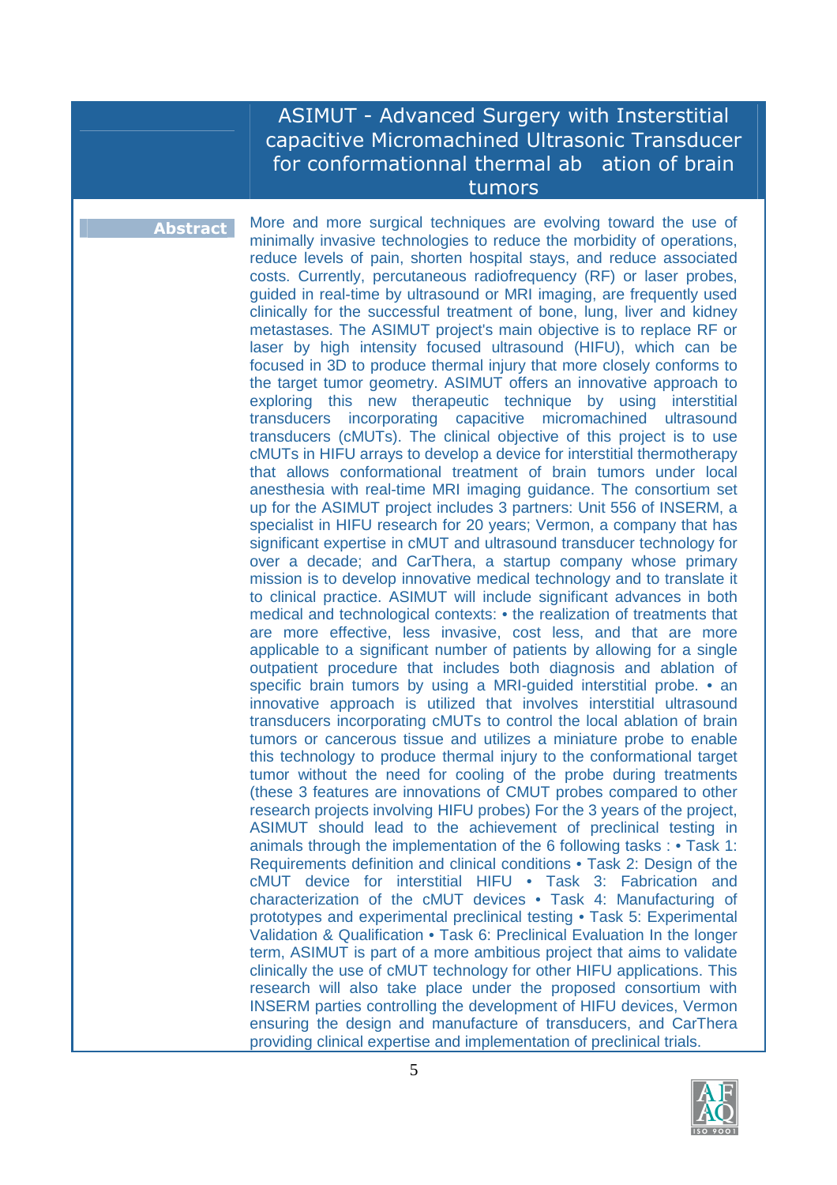# ASIMUT - Advanced Surgery with Insterstitial capacitive Micromachined Ultrasonic Transducer for conformationnal thermal ab ation of brain tumors

**Abstract**

More and more surgical techniques are evolving toward the use of minimally invasive technologies to reduce the morbidity of operations, reduce levels of pain, shorten hospital stays, and reduce associated costs. Currently, percutaneous radiofrequency (RF) or laser probes, guided in real-time by ultrasound or MRI imaging, are frequently used clinically for the successful treatment of bone, lung, liver and kidney metastases. The ASIMUT project's main objective is to replace RF or laser by high intensity focused ultrasound (HIFU), which can be focused in 3D to produce thermal injury that more closely conforms to the target tumor geometry. ASIMUT offers an innovative approach to exploring this new therapeutic technique by using interstitial transducers incorporating capacitive micromachined ultrasound transducers (cMUTs). The clinical objective of this project is to use cMUTs in HIFU arrays to develop a device for interstitial thermotherapy that allows conformational treatment of brain tumors under local anesthesia with real-time MRI imaging guidance. The consortium set up for the ASIMUT project includes 3 partners: Unit 556 of INSERM, a specialist in HIFU research for 20 years; Vermon, a company that has significant expertise in cMUT and ultrasound transducer technology for over a decade; and CarThera, a startup company whose primary mission is to develop innovative medical technology and to translate it to clinical practice. ASIMUT will include significant advances in both medical and technological contexts: • the realization of treatments that are more effective, less invasive, cost less, and that are more applicable to a significant number of patients by allowing for a single outpatient procedure that includes both diagnosis and ablation of specific brain tumors by using a MRI-guided interstitial probe. • an innovative approach is utilized that involves interstitial ultrasound transducers incorporating cMUTs to control the local ablation of brain tumors or cancerous tissue and utilizes a miniature probe to enable this technology to produce thermal injury to the conformational target tumor without the need for cooling of the probe during treatments (these 3 features are innovations of CMUT probes compared to other research projects involving HIFU probes) For the 3 years of the project, ASIMUT should lead to the achievement of preclinical testing in animals through the implementation of the 6 following tasks : • Task 1: Requirements definition and clinical conditions • Task 2: Design of the cMUT device for interstitial HIFU • Task 3: Fabrication and characterization of the cMUT devices • Task 4: Manufacturing of prototypes and experimental preclinical testing • Task 5: Experimental Validation & Qualification • Task 6: Preclinical Evaluation In the longer term, ASIMUT is part of a more ambitious project that aims to validate clinically the use of cMUT technology for other HIFU applications. This research will also take place under the proposed consortium with INSERM parties controlling the development of HIFU devices, Vermon ensuring the design and manufacture of transducers, and CarThera providing clinical expertise and implementation of preclinical trials.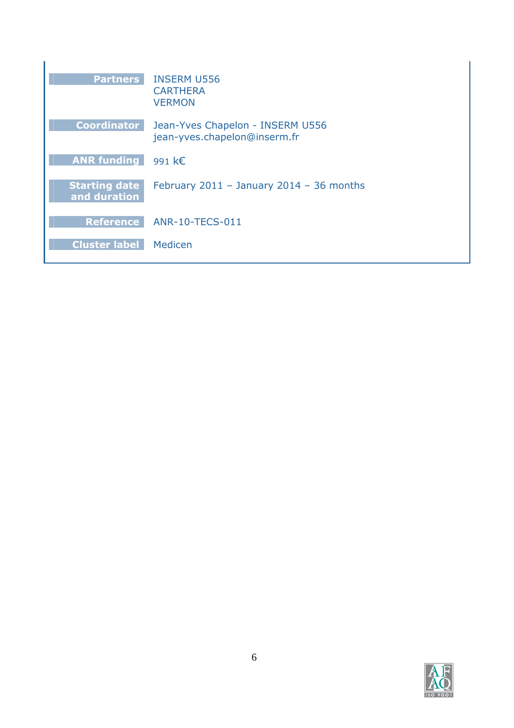| | |
|---|---|
| **Partners** | INSERM U556<br>CARTHERA<br>VERMON |
| **Coordinator** | Jean-Yves Chapelon - INSERM U556<br>jean-yves.chapelon@inserm.fr |
| **ANR funding** | 991 k€ |
| **Starting date and duration** | February 2011 – January 2014 – 36 months |
| **Reference** | ANR-10-TECS-011 |
| **Cluster label** | Medicen |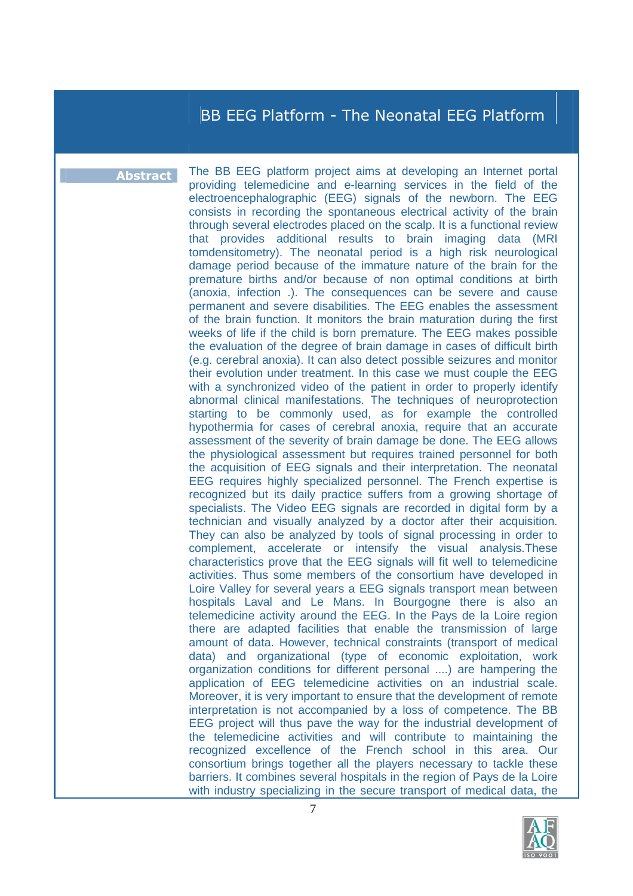## BB EEG Platform - The Neonatal EEG Platform

**Abstract**

The BB EEG platform project aims at developing an Internet portal providing telemedicine and e-learning services in the field of the electroencephalographic (EEG) signals of the newborn. The EEG consists in recording the spontaneous electrical activity of the brain through several electrodes placed on the scalp. It is a functional review that provides additional results to brain imaging data (MRI tomdensitometry). The neonatal period is a high risk neurological damage period because of the immature nature of the brain for the premature births and/or because of non optimal conditions at birth (anoxia, infection .). The consequences can be severe and cause permanent and severe disabilities. The EEG enables the assessment of the brain function. It monitors the brain maturation during the first weeks of life if the child is born premature. The EEG makes possible the evaluation of the degree of brain damage in cases of difficult birth (e.g. cerebral anoxia). It can also detect possible seizures and monitor their evolution under treatment. In this case we must couple the EEG with a synchronized video of the patient in order to properly identify abnormal clinical manifestations. The techniques of neuroprotection starting to be commonly used, as for example the controlled hypothermia for cases of cerebral anoxia, require that an accurate assessment of the severity of brain damage be done. The EEG allows the physiological assessment but requires trained personnel for both the acquisition of EEG signals and their interpretation. The neonatal EEG requires highly specialized personnel. The French expertise is recognized but its daily practice suffers from a growing shortage of specialists. The Video EEG signals are recorded in digital form by a technician and visually analyzed by a doctor after their acquisition. They can also be analyzed by tools of signal processing in order to complement, accelerate or intensify the visual analysis.These characteristics prove that the EEG signals will fit well to telemedicine activities. Thus some members of the consortium have developed in Loire Valley for several years a EEG signals transport mean between hospitals Laval and Le Mans. In Bourgogne there is also an telemedicine activity around the EEG. In the Pays de la Loire region there are adapted facilities that enable the transmission of large amount of data. However, technical constraints (transport of medical data) and organizational (type of economic exploitation, work organization conditions for different personal ....) are hampering the application of EEG telemedicine activities on an industrial scale. Moreover, it is very important to ensure that the development of remote interpretation is not accompanied by a loss of competence. The BB EEG project will thus pave the way for the industrial development of the telemedicine activities and will contribute to maintaining the recognized excellence of the French school in this area. Our consortium brings together all the players necessary to tackle these barriers. It combines several hospitals in the region of Pays de la Loire with industry specializing in the secure transport of medical data, the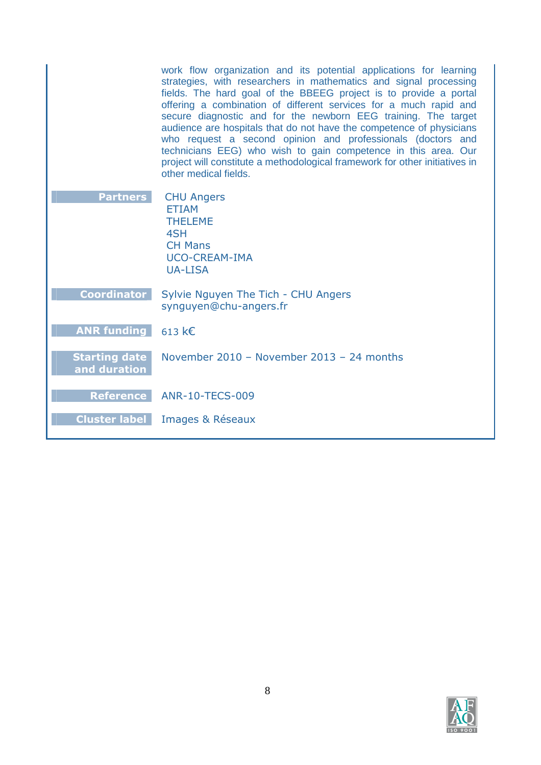work flow organization and its potential applications for learning strategies, with researchers in mathematics and signal processing fields. The hard goal of the BBEEG project is to provide a portal offering a combination of different services for a much rapid and secure diagnostic and for the newborn EEG training. The target audience are hospitals that do not have the competence of physicians who request a second opinion and professionals (doctors and technicians EEG) who wish to gain competence in this area. Our project will constitute a methodological framework for other initiatives in other medical fields.

| | |
|---|---|
| **Partners** | CHU Angers<br>ETIAM<br>THELEME<br>4SH<br>CH Mans<br>UCO-CREAM-IMA<br>UA-LISA |
| **Coordinator** | Sylvie Nguyen The Tich - CHU Angers<br>synguyen@chu-angers.fr |
| **ANR funding** | 613 k€ |
| **Starting date and duration** | November 2010 – November 2013 – 24 months |
| **Reference** | ANR-10-TECS-009 |
| **Cluster label** | Images & Réseaux |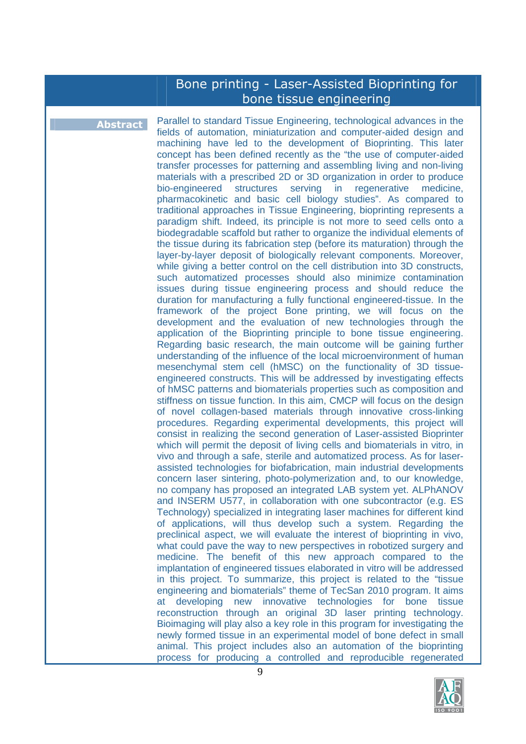## Bone printing - Laser-Assisted Bioprinting for bone tissue engineering

**Abstract**

Parallel to standard Tissue Engineering, technological advances in the fields of automation, miniaturization and computer-aided design and machining have led to the development of Bioprinting. This later concept has been defined recently as the "the use of computer-aided transfer processes for patterning and assembling living and non-living materials with a prescribed 2D or 3D organization in order to produce bio-engineered structures serving in regenerative medicine, pharmacokinetic and basic cell biology studies". As compared to traditional approaches in Tissue Engineering, bioprinting represents a paradigm shift. Indeed, its principle is not more to seed cells onto a biodegradable scaffold but rather to organize the individual elements of the tissue during its fabrication step (before its maturation) through the layer-by-layer deposit of biologically relevant components. Moreover, while giving a better control on the cell distribution into 3D constructs, such automatized processes should also minimize contamination issues during tissue engineering process and should reduce the duration for manufacturing a fully functional engineered-tissue. In the framework of the project Bone printing, we will focus on the development and the evaluation of new technologies through the application of the Bioprinting principle to bone tissue engineering. Regarding basic research, the main outcome will be gaining further understanding of the influence of the local microenvironment of human mesenchymal stem cell (hMSC) on the functionality of 3D tissue-engineered constructs. This will be addressed by investigating effects of hMSC patterns and biomaterials properties such as composition and stiffness on tissue function. In this aim, CMCP will focus on the design of novel collagen-based materials through innovative cross-linking procedures. Regarding experimental developments, this project will consist in realizing the second generation of Laser-assisted Bioprinter which will permit the deposit of living cells and biomaterials in vitro, in vivo and through a safe, sterile and automatized process. As for laser-assisted technologies for biofabrication, main industrial developments concern laser sintering, photo-polymerization and, to our knowledge, no company has proposed an integrated LAB system yet. ALPhANOV and INSERM U577, in collaboration with one subcontractor (e.g. ES Technology) specialized in integrating laser machines for different kind of applications, will thus develop such a system. Regarding the preclinical aspect, we will evaluate the interest of bioprinting in vivo, what could pave the way to new perspectives in robotized surgery and medicine. The benefit of this new approach compared to the implantation of engineered tissues elaborated in vitro will be addressed in this project. To summarize, this project is related to the "tissue engineering and biomaterials" theme of TecSan 2010 program. It aims at developing new innovative technologies for bone tissue reconstruction through an original 3D laser printing technology. Bioimaging will play also a key role in this program for investigating the newly formed tissue in an experimental model of bone defect in small animal. This project includes also an automation of the bioprinting process for producing a controlled and reproducible regenerated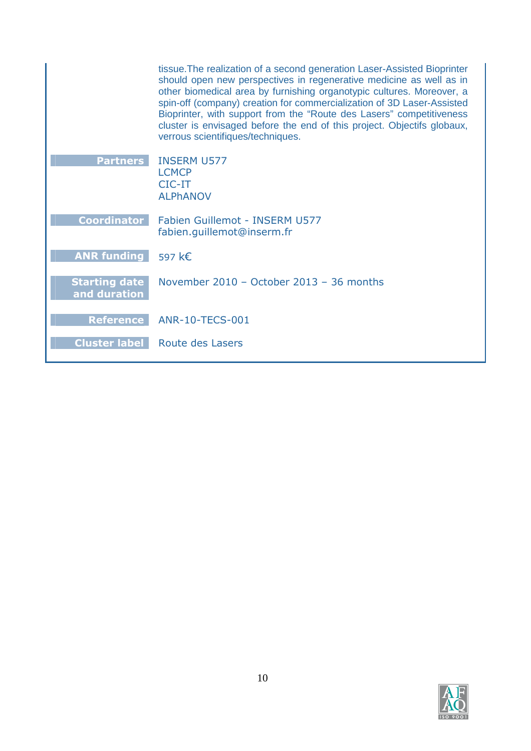tissue.The realization of a second generation Laser-Assisted Bioprinter should open new perspectives in regenerative medicine as well as in other biomedical area by furnishing organotypic cultures. Moreover, a spin-off (company) creation for commercialization of 3D Laser-Assisted Bioprinter, with support from the “Route des Lasers” competitiveness cluster is envisaged before the end of this project. Objectifs globaux, verrous scientifiques/techniques.

| | |
|---|---|
| **Partners** | INSERM U577<br>LCMCP<br>CIC-IT<br>ALPhANOV |
| **Coordinator** | Fabien Guillemot - INSERM U577<br>fabien.guillemot@inserm.fr |
| **ANR funding** | 597 k€ |
| **Starting date and duration** | November 2010 – October 2013 – 36 months |
| **Reference** | ANR-10-TECS-001 |
| **Cluster label** | Route des Lasers |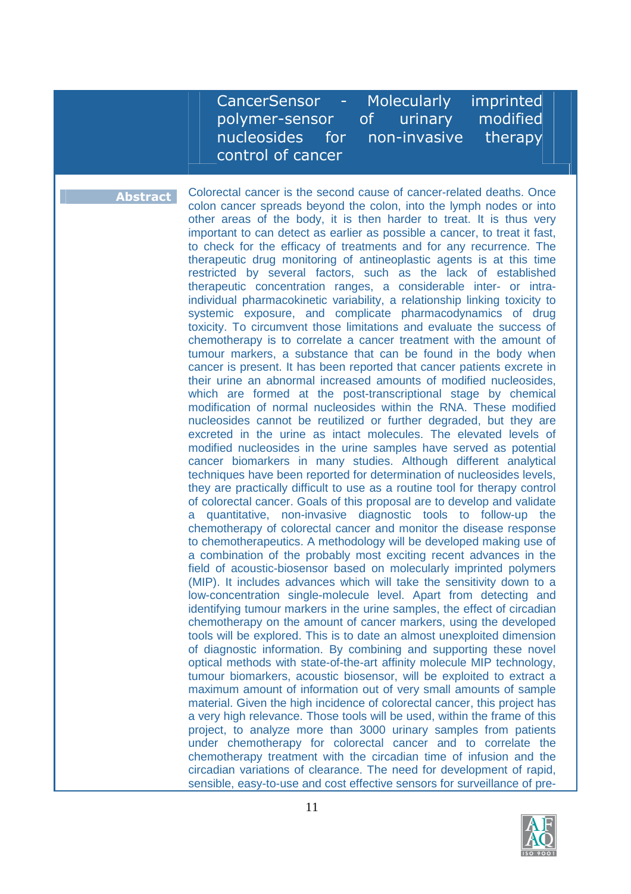## CancerSensor - Molecularly imprinted polymer-sensor of urinary modified nucleosides for non-invasive therapy control of cancer

**Abstract**

Colorectal cancer is the second cause of cancer-related deaths. Once colon cancer spreads beyond the colon, into the lymph nodes or into other areas of the body, it is then harder to treat. It is thus very important to can detect as earlier as possible a cancer, to treat it fast, to check for the efficacy of treatments and for any recurrence. The therapeutic drug monitoring of antineoplastic agents is at this time restricted by several factors, such as the lack of established therapeutic concentration ranges, a considerable inter- or intra-individual pharmacokinetic variability, a relationship linking toxicity to systemic exposure, and complicate pharmacodynamics of drug toxicity. To circumvent those limitations and evaluate the success of chemotherapy is to correlate a cancer treatment with the amount of tumour markers, a substance that can be found in the body when cancer is present. It has been reported that cancer patients excrete in their urine an abnormal increased amounts of modified nucleosides, which are formed at the post-transcriptional stage by chemical modification of normal nucleosides within the RNA. These modified nucleosides cannot be reutilized or further degraded, but they are excreted in the urine as intact molecules. The elevated levels of modified nucleosides in the urine samples have served as potential cancer biomarkers in many studies. Although different analytical techniques have been reported for determination of nucleosides levels, they are practically difficult to use as a routine tool for therapy control of colorectal cancer. Goals of this proposal are to develop and validate a quantitative, non-invasive diagnostic tools to follow-up the chemotherapy of colorectal cancer and monitor the disease response to chemotherapeutics. A methodology will be developed making use of a combination of the probably most exciting recent advances in the field of acoustic-biosensor based on molecularly imprinted polymers (MIP). It includes advances which will take the sensitivity down to a low-concentration single-molecule level. Apart from detecting and identifying tumour markers in the urine samples, the effect of circadian chemotherapy on the amount of cancer markers, using the developed tools will be explored. This is to date an almost unexploited dimension of diagnostic information. By combining and supporting these novel optical methods with state-of-the-art affinity molecule MIP technology, tumour biomarkers, acoustic biosensor, will be exploited to extract a maximum amount of information out of very small amounts of sample material. Given the high incidence of colorectal cancer, this project has a very high relevance. Those tools will be used, within the frame of this project, to analyze more than 3000 urinary samples from patients under chemotherapy for colorectal cancer and to correlate the chemotherapy treatment with the circadian time of infusion and the circadian variations of clearance. The need for development of rapid, sensible, easy-to-use and cost effective sensors for surveillance of pre-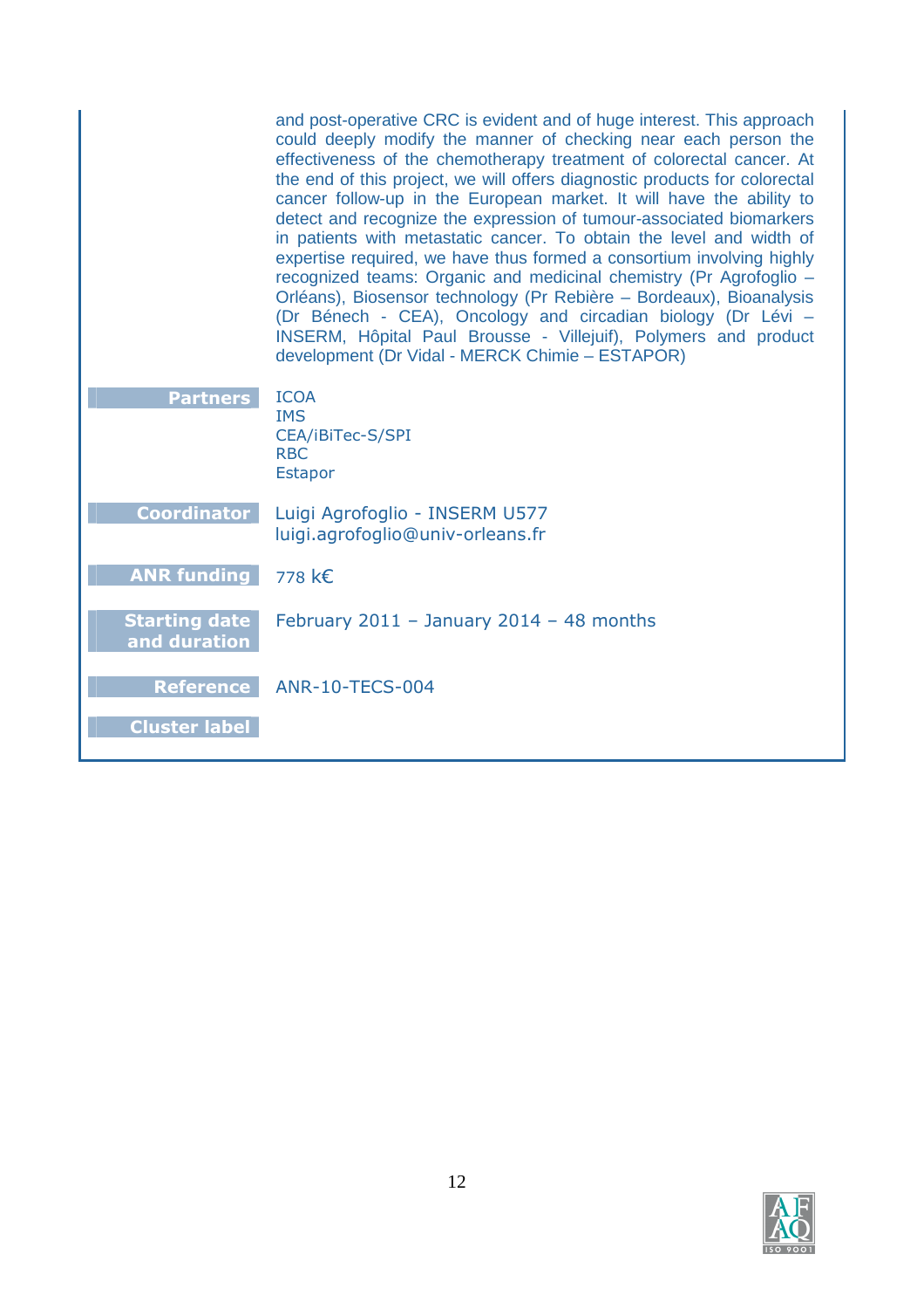and post-operative CRC is evident and of huge interest. This approach could deeply modify the manner of checking near each person the effectiveness of the chemotherapy treatment of colorectal cancer. At the end of this project, we will offers diagnostic products for colorectal cancer follow-up in the European market. It will have the ability to detect and recognize the expression of tumour-associated biomarkers in patients with metastatic cancer. To obtain the level and width of expertise required, we have thus formed a consortium involving highly recognized teams: Organic and medicinal chemistry (Pr Agrofoglio – Orléans), Biosensor technology (Pr Rebière – Bordeaux), Bioanalysis (Dr Bénech - CEA), Oncology and circadian biology (Dr Lévi – INSERM, Hôpital Paul Brousse - Villejuif), Polymers and product development (Dr Vidal - MERCK Chimie – ESTAPOR)

| | |
|---|---|
| **Partners** | ICOA<br>IMS<br>CEA/iBiTec-S/SPI<br>RBC<br>Estapor |
| **Coordinator** | Luigi Agrofoglio - INSERM U577<br>luigi.agrofoglio@univ-orleans.fr |
| **ANR funding** | 778 k€ |
| **Starting date and duration** | February 2011 – January 2014 – 48 months |
| **Reference** | ANR-10-TECS-004 |
| **Cluster label** | |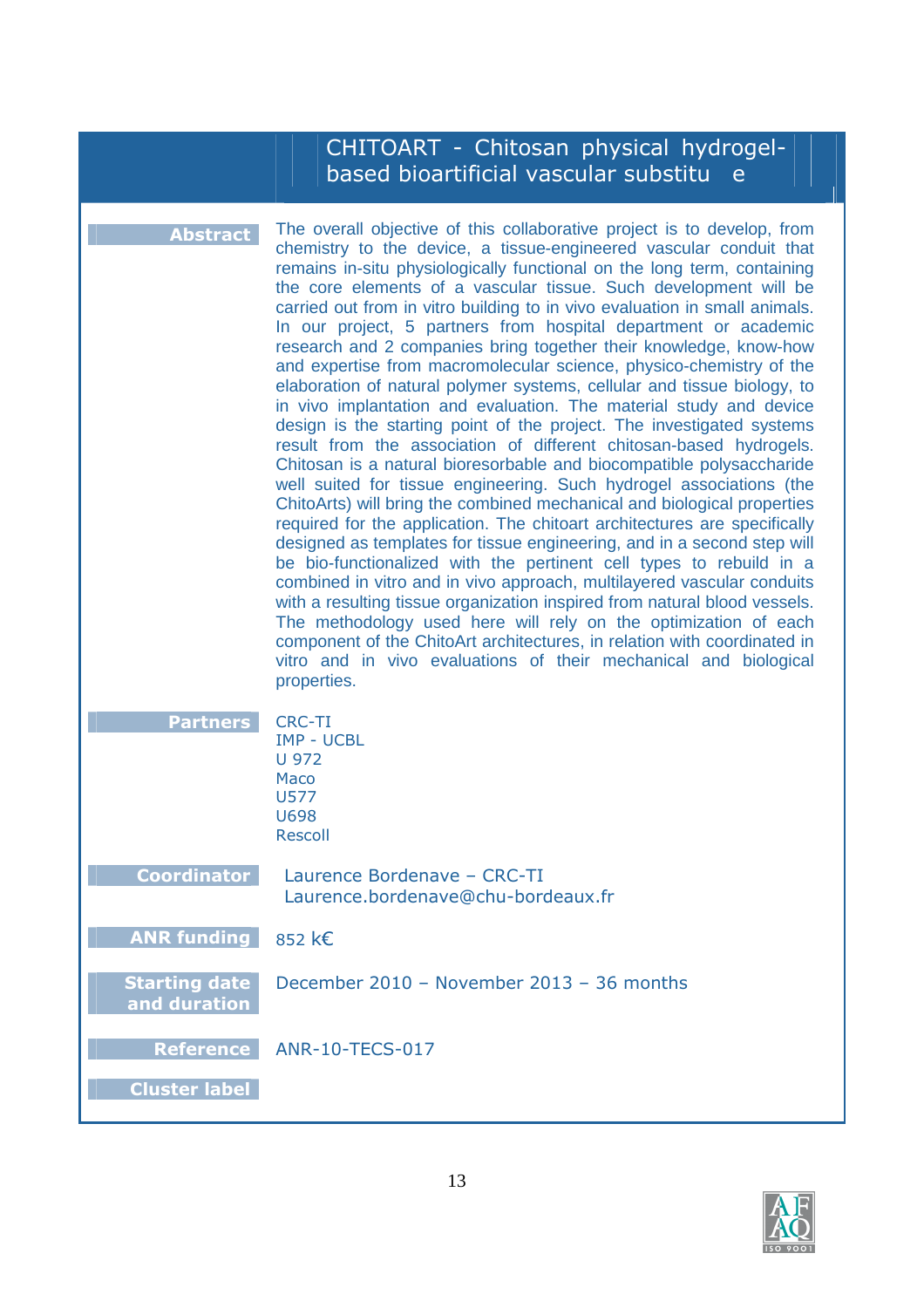# CHITOART - Chitosan physical hydrogel-based bioartificial vascular substitu e

**Abstract**

The overall objective of this collaborative project is to develop, from chemistry to the device, a tissue-engineered vascular conduit that remains in-situ physiologically functional on the long term, containing the core elements of a vascular tissue. Such development will be carried out from in vitro building to in vivo evaluation in small animals. In our project, 5 partners from hospital department or academic research and 2 companies bring together their knowledge, know-how and expertise from macromolecular science, physico-chemistry of the elaboration of natural polymer systems, cellular and tissue biology, to in vivo implantation and evaluation. The material study and device design is the starting point of the project. The investigated systems result from the association of different chitosan-based hydrogels. Chitosan is a natural bioresorbable and biocompatible polysaccharide well suited for tissue engineering. Such hydrogel associations (the ChitoArts) will bring the combined mechanical and biological properties required for the application. The chitoart architectures are specifically designed as templates for tissue engineering, and in a second step will be bio-functionalized with the pertinent cell types to rebuild in a combined in vitro and in vivo approach, multilayered vascular conduits with a resulting tissue organization inspired from natural blood vessels. The methodology used here will rely on the optimization of each component of the ChitoArt architectures, in relation with coordinated in vitro and in vivo evaluations of their mechanical and biological properties.

**Partners**

CRC-TI
IMP - UCBL
U 972
Maco
U577
U698
Rescoll

**Coordinator**

Laurence Bordenave – CRC-TI
Laurence.bordenave@chu-bordeaux.fr

**ANR funding**

852 k€

**Starting date and duration**

December 2010 – November 2013 – 36 months

**Reference**

ANR-10-TECS-017

**Cluster label**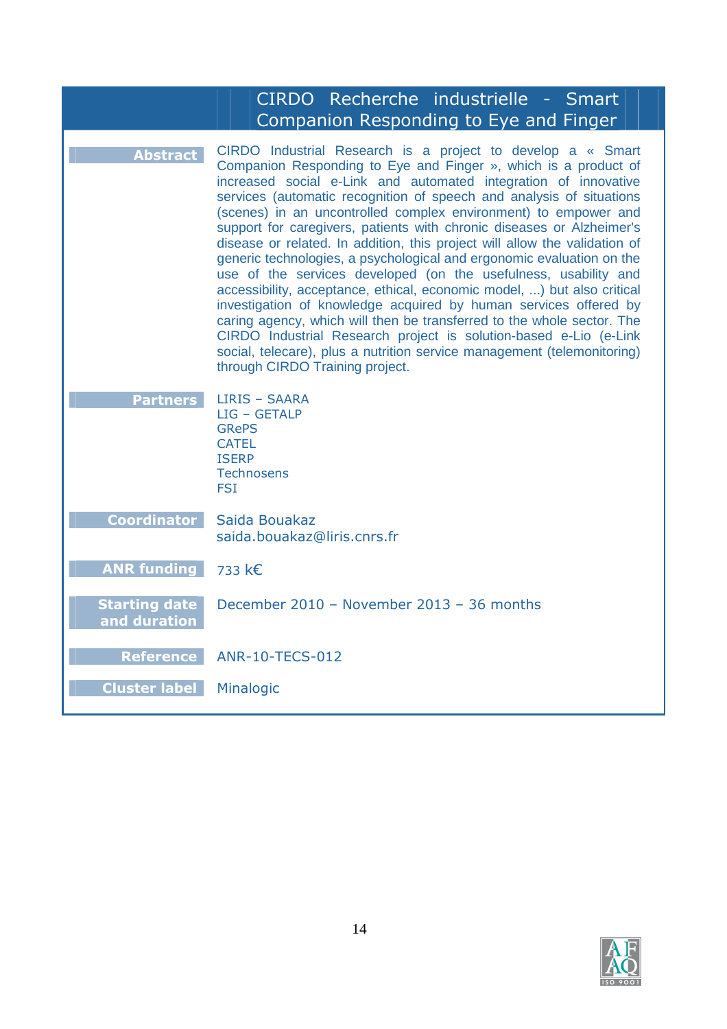## CIRDO Recherche industrielle - Smart Companion Responding to Eye and Finger

| | |
|---|---|
| **Abstract** | CIRDO Industrial Research is a project to develop a « Smart Companion Responding to Eye and Finger », which is a product of increased social e-Link and automated integration of innovative services (automatic recognition of speech and analysis of situations (scenes) in an uncontrolled complex environment) to empower and support for caregivers, patients with chronic diseases or Alzheimer's disease or related. In addition, this project will allow the validation of generic technologies, a psychological and ergonomic evaluation on the use of the services developed (on the usefulness, usability and accessibility, acceptance, ethical, economic model, ...) but also critical investigation of knowledge acquired by human services offered by caring agency, which will then be transferred to the whole sector. The CIRDO Industrial Research project is solution-based e-Lio (e-Link social, telecare), plus a nutrition service management (telemonitoring) through CIRDO Training project. |
| **Partners** | LIRIS – SAARA<br>LIG – GETALP<br>GRePS<br>CATEL<br>ISERP<br>Technosens<br>FSI |
| **Coordinator** | Saida Bouakaz<br>saida.bouakaz@liris.cnrs.fr |
| **ANR funding** | 733 k€ |
| **Starting date and duration** | December 2010 – November 2013 – 36 months |
| **Reference** | ANR-10-TECS-012 |
| **Cluster label** | Minalogic |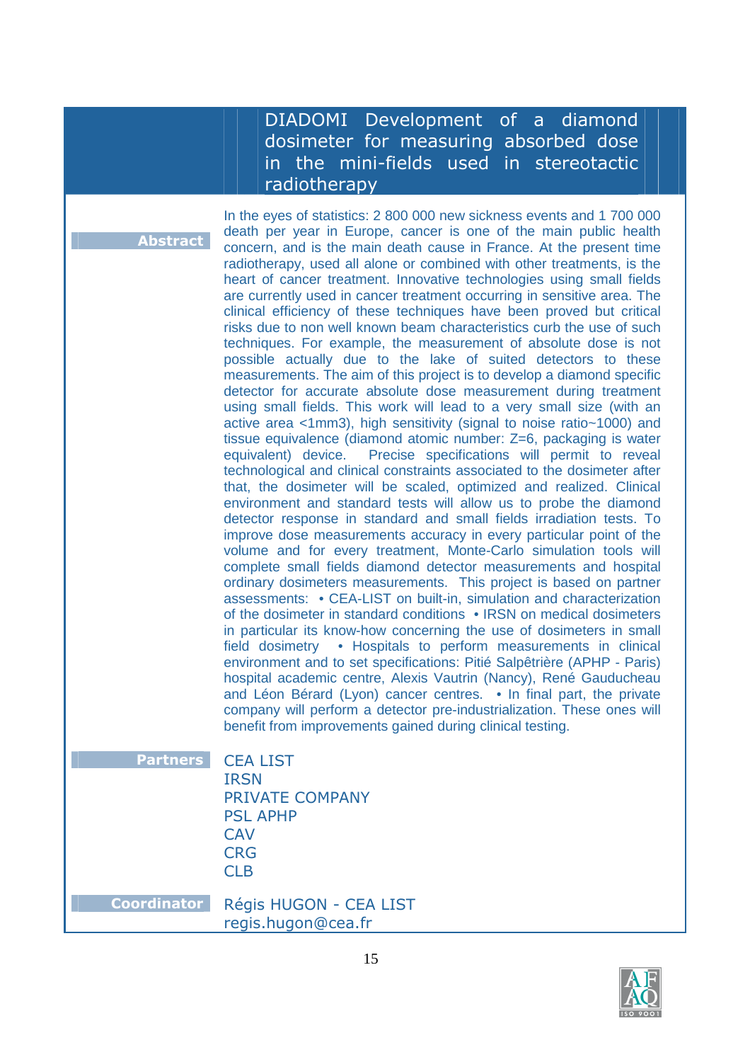# DIADOMI Development of a diamond dosimeter for measuring absorbed dose in the mini-fields used in stereotactic radiotherapy

**Abstract**

In the eyes of statistics: 2 800 000 new sickness events and 1 700 000 death per year in Europe, cancer is one of the main public health concern, and is the main death cause in France. At the present time radiotherapy, used all alone or combined with other treatments, is the heart of cancer treatment. Innovative technologies using small fields are currently used in cancer treatment occurring in sensitive area. The clinical efficiency of these techniques have been proved but critical risks due to non well known beam characteristics curb the use of such techniques. For example, the measurement of absolute dose is not possible actually due to the lake of suited detectors to these measurements. The aim of this project is to develop a diamond specific detector for accurate absolute dose measurement during treatment using small fields. This work will lead to a very small size (with an active area <1mm3), high sensitivity (signal to noise ratio~1000) and tissue equivalence (diamond atomic number: Z=6, packaging is water equivalent) device. Precise specifications will permit to reveal technological and clinical constraints associated to the dosimeter after that, the dosimeter will be scaled, optimized and realized. Clinical environment and standard tests will allow us to probe the diamond detector response in standard and small fields irradiation tests. To improve dose measurements accuracy in every particular point of the volume and for every treatment, Monte-Carlo simulation tools will complete small fields diamond detector measurements and hospital ordinary dosimeters measurements. This project is based on partner assessments: • CEA-LIST on built-in, simulation and characterization of the dosimeter in standard conditions • IRSN on medical dosimeters in particular its know-how concerning the use of dosimeters in small field dosimetry • Hospitals to perform measurements in clinical environment and to set specifications: Pitié Salpêtrière (APHP - Paris) hospital academic centre, Alexis Vautrin (Nancy), René Gauducheau and Léon Bérard (Lyon) cancer centres. • In final part, the private company will perform a detector pre-industrialization. These ones will benefit from improvements gained during clinical testing.

**Partners**

CEA LIST
IRSN
PRIVATE COMPANY
PSL APHP
CAV
CRG
CLB

**Coordinator**

Régis HUGON - CEA LIST
regis.hugon@cea.fr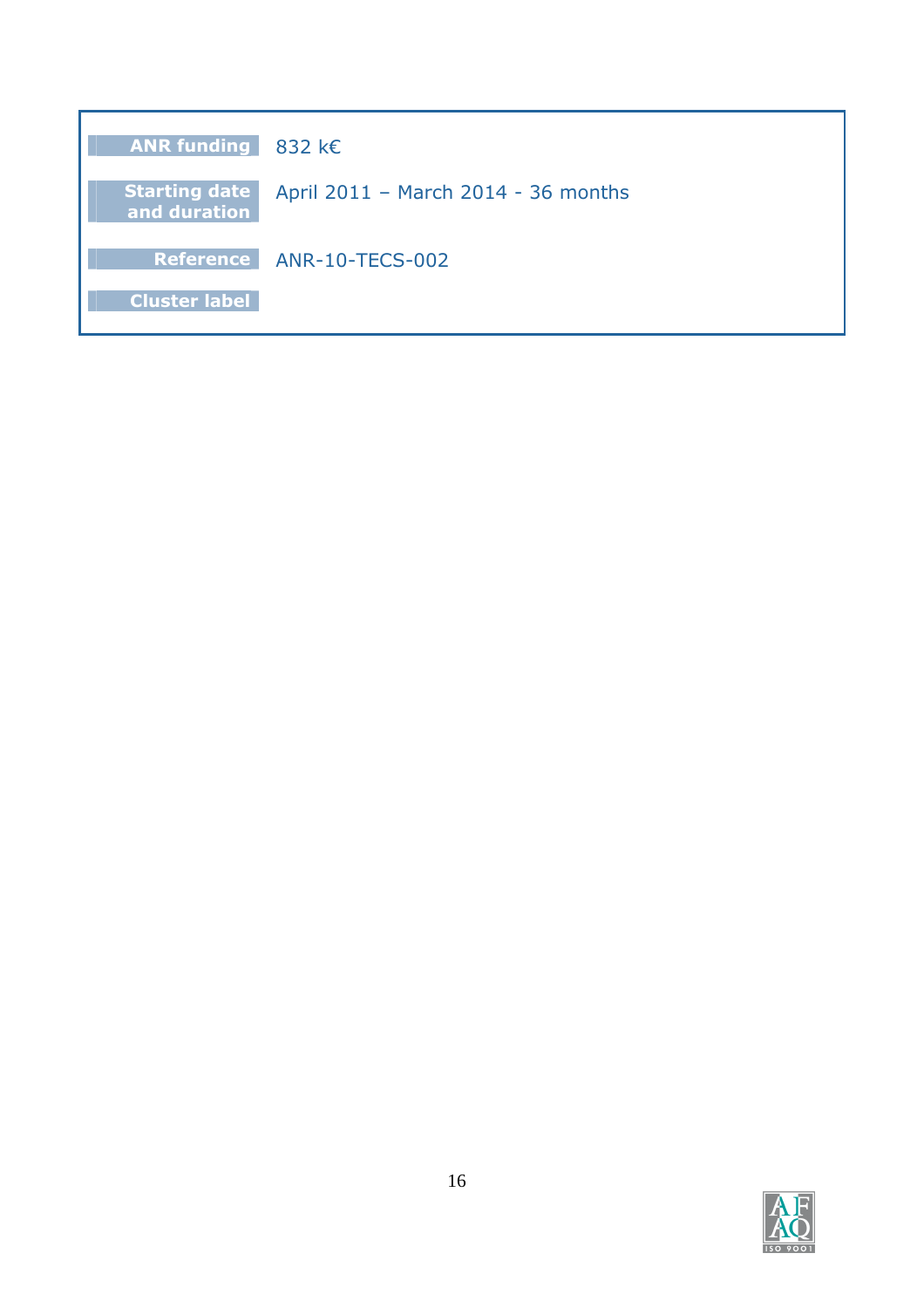| | |
|---|---|
| **ANR funding** | 832 k€ |
| **Starting date and duration** | April 2011 – March 2014 - 36 months |
| **Reference** | ANR-10-TECS-002 |
| **Cluster label** | |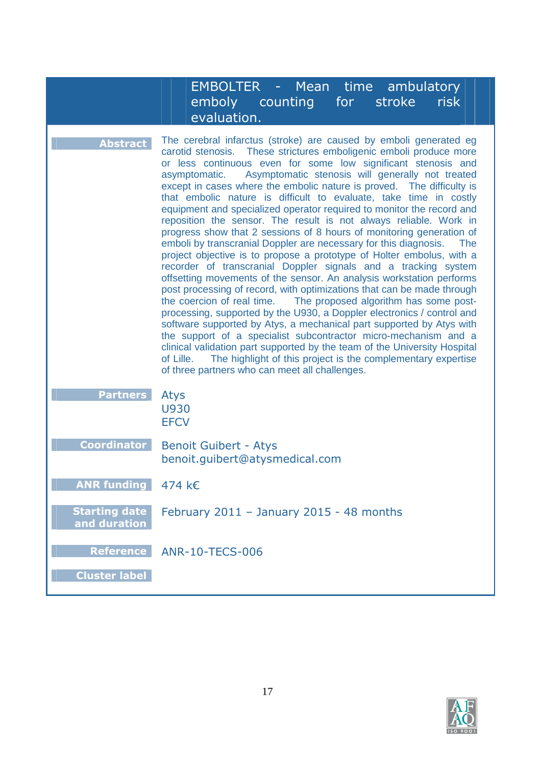## EMBOLTER - Mean time ambulatory emboly counting for stroke risk evaluation.

**Abstract**

The cerebral infarctus (stroke) are caused by emboli generated eg carotid stenosis. These strictures emboligenic emboli produce more or less continuous even for some low significant stenosis and asymptomatic. Asymptomatic stenosis will generally not treated except in cases where the embolic nature is proved. The difficulty is that embolic nature is difficult to evaluate, take time in costly equipment and specialized operator required to monitor the record and reposition the sensor. The result is not always reliable. Work in progress show that 2 sessions of 8 hours of monitoring generation of emboli by transcranial Doppler are necessary for this diagnosis. The project objective is to propose a prototype of Holter embolus, with a recorder of transcranial Doppler signals and a tracking system offsetting movements of the sensor. An analysis workstation performs post processing of record, with optimizations that can be made through the coercion of real time. The proposed algorithm has some post-processing, supported by the U930, a Doppler electronics / control and software supported by Atys, a mechanical part supported by Atys with the support of a specialist subcontractor micro-mechanism and a clinical validation part supported by the team of the University Hospital of Lille. The highlight of this project is the complementary expertise of three partners who can meet all challenges.

**Partners**

Atys
U930
EFCV

**Coordinator**

Benoit Guibert - Atys
benoit.guibert@atysmedical.com

**ANR funding**

474 k€

**Starting date and duration**

February 2011 – January 2015 - 48 months

**Reference**

ANR-10-TECS-006

**Cluster label**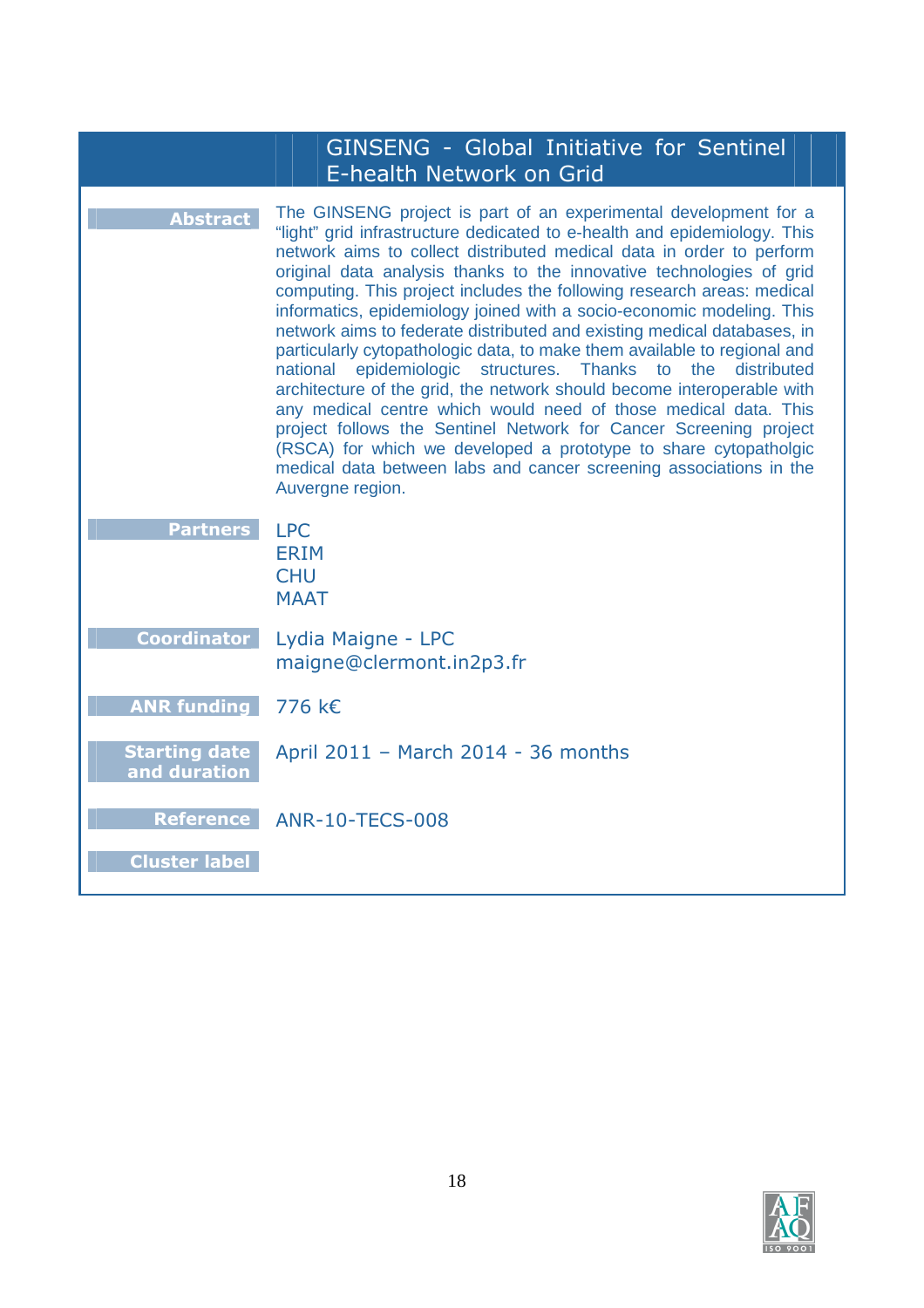## GINSENG - Global Initiative for Sentinel E-health Network on Grid

| | |
|---|---|
| **Abstract** | The GINSENG project is part of an experimental development for a "light" grid infrastructure dedicated to e-health and epidemiology. This network aims to collect distributed medical data in order to perform original data analysis thanks to the innovative technologies of grid computing. This project includes the following research areas: medical informatics, epidemiology joined with a socio-economic modeling. This network aims to federate distributed and existing medical databases, in particularly cytopathologic data, to make them available to regional and national epidemiologic structures. Thanks to the distributed architecture of the grid, the network should become interoperable with any medical centre which would need of those medical data. This project follows the Sentinel Network for Cancer Screening project (RSCA) for which we developed a prototype to share cytopatholgic medical data between labs and cancer screening associations in the Auvergne region. |
| **Partners** | LPC<br>ERIM<br>CHU<br>MAAT |
| **Coordinator** | Lydia Maigne - LPC<br>maigne@clermont.in2p3.fr |
| **ANR funding** | 776 k€ |
| **Starting date and duration** | April 2011 – March 2014 - 36 months |
| **Reference** | ANR-10-TECS-008 |
| **Cluster label** | |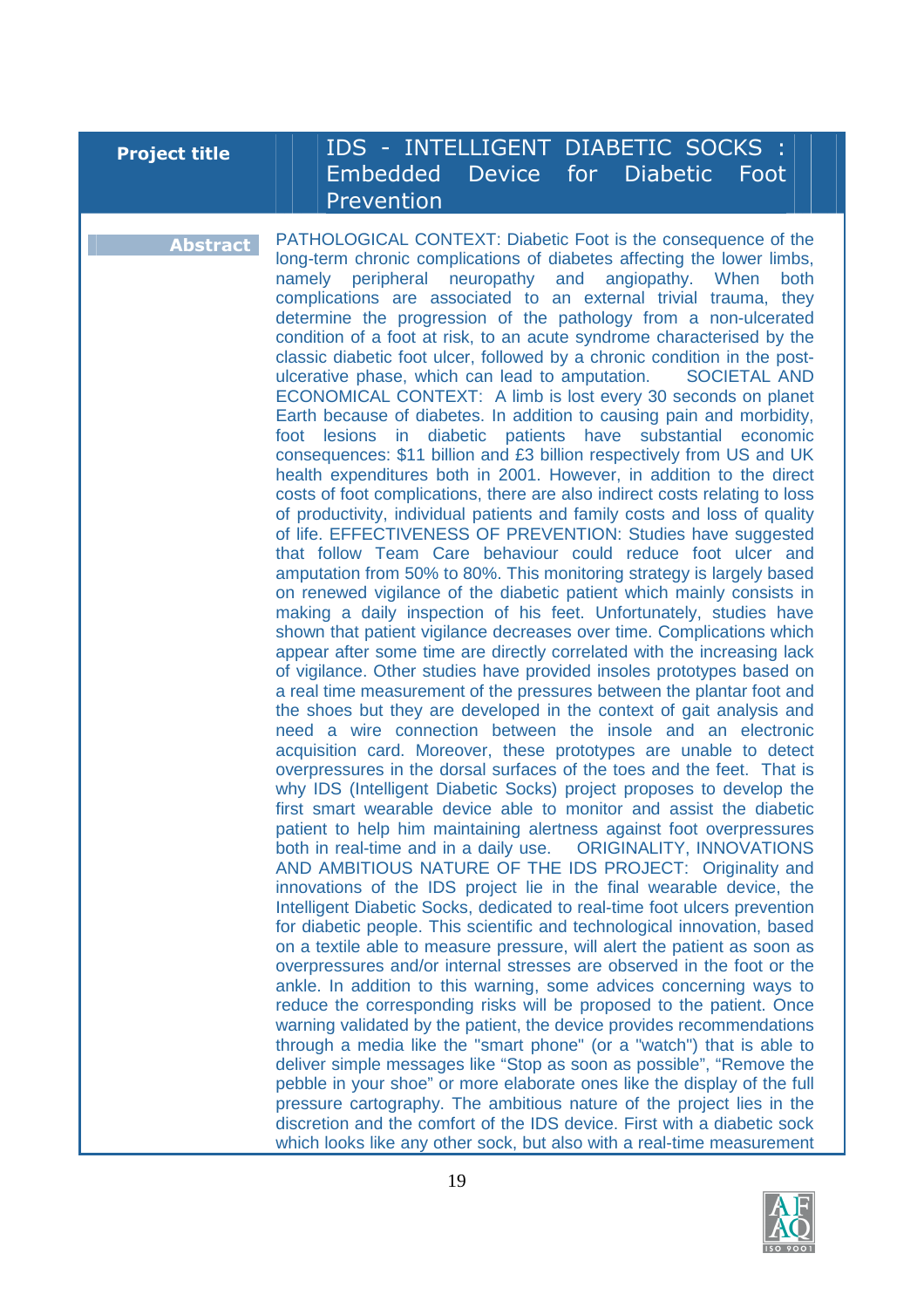| **Project title** | IDS - INTELLIGENT DIABETIC SOCKS : Embedded Device for Diabetic Foot Prevention |
|---|---|
| **Abstract** | PATHOLOGICAL CONTEXT: Diabetic Foot is the consequence of the long-term chronic complications of diabetes affecting the lower limbs, namely peripheral neuropathy and angiopathy. When both complications are associated to an external trivial trauma, they determine the progression of the pathology from a non-ulcerated condition of a foot at risk, to an acute syndrome characterised by the classic diabetic foot ulcer, followed by a chronic condition in the post-ulcerative phase, which can lead to amputation. SOCIETAL AND ECONOMICAL CONTEXT: A limb is lost every 30 seconds on planet Earth because of diabetes. In addition to causing pain and morbidity, foot lesions in diabetic patients have substantial economic consequences: \$11 billion and £3 billion respectively from US and UK health expenditures both in 2001. However, in addition to the direct costs of foot complications, there are also indirect costs relating to loss of productivity, individual patients and family costs and loss of quality of life. EFFECTIVENESS OF PREVENTION: Studies have suggested that follow Team Care behaviour could reduce foot ulcer and amputation from 50% to 80%. This monitoring strategy is largely based on renewed vigilance of the diabetic patient which mainly consists in making a daily inspection of his feet. Unfortunately, studies have shown that patient vigilance decreases over time. Complications which appear after some time are directly correlated with the increasing lack of vigilance. Other studies have provided insoles prototypes based on a real time measurement of the pressures between the plantar foot and the shoes but they are developed in the context of gait analysis and need a wire connection between the insole and an electronic acquisition card. Moreover, these prototypes are unable to detect overpressures in the dorsal surfaces of the toes and the feet. That is why IDS (Intelligent Diabetic Socks) project proposes to develop the first smart wearable device able to monitor and assist the diabetic patient to help him maintaining alertness against foot overpressures both in real-time and in a daily use. ORIGINALITY, INNOVATIONS AND AMBITIOUS NATURE OF THE IDS PROJECT: Originality and innovations of the IDS project lie in the final wearable device, the Intelligent Diabetic Socks, dedicated to real-time foot ulcers prevention for diabetic people. This scientific and technological innovation, based on a textile able to measure pressure, will alert the patient as soon as overpressures and/or internal stresses are observed in the foot or the ankle. In addition to this warning, some advices concerning ways to reduce the corresponding risks will be proposed to the patient. Once warning validated by the patient, the device provides recommendations through a media like the "smart phone" (or a "watch") that is able to deliver simple messages like "Stop as soon as possible", "Remove the pebble in your shoe" or more elaborate ones like the display of the full pressure cartography. The ambitious nature of the project lies in the discretion and the comfort of the IDS device. First with a diabetic sock which looks like any other sock, but also with a real-time measurement |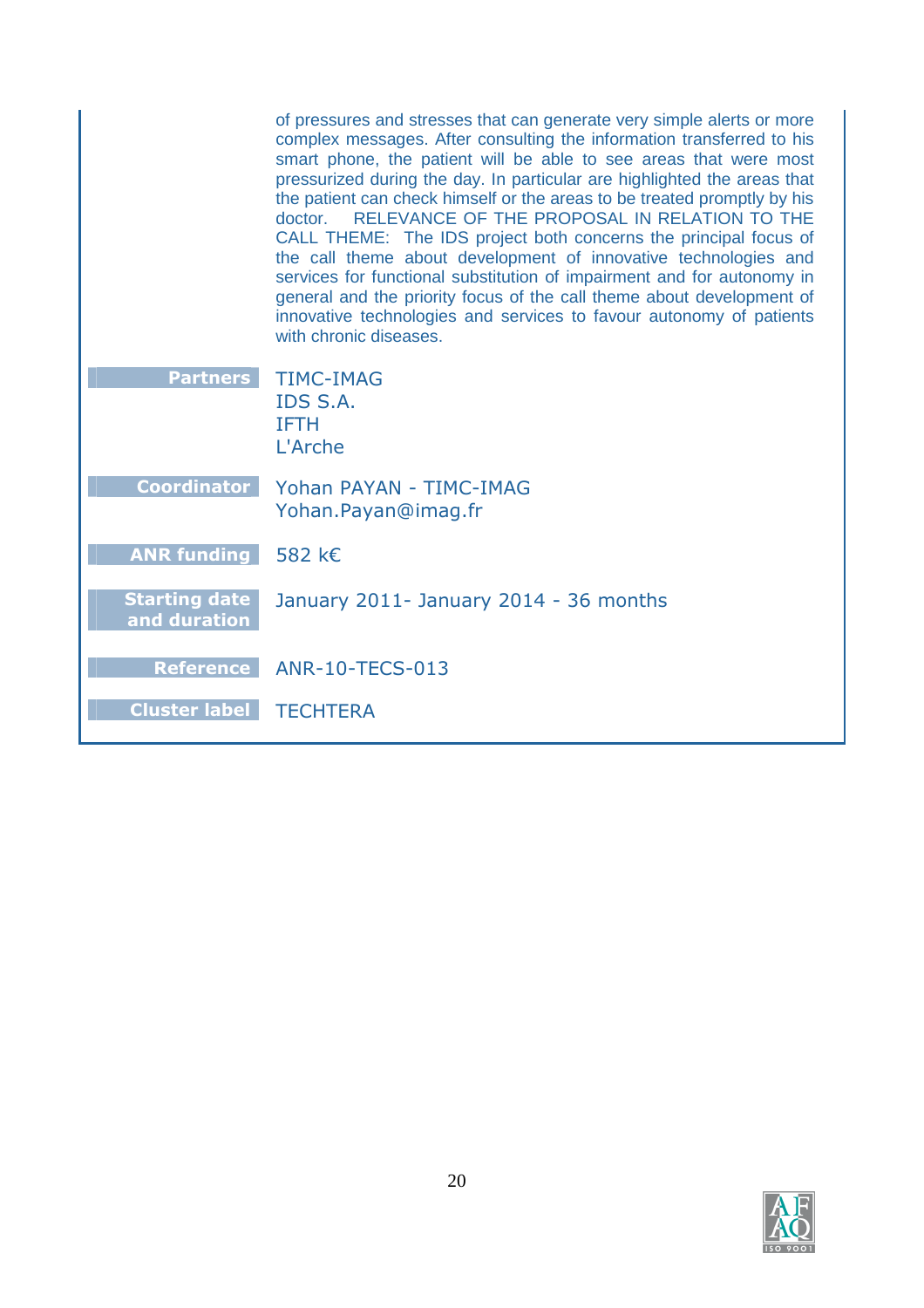of pressures and stresses that can generate very simple alerts or more complex messages. After consulting the information transferred to his smart phone, the patient will be able to see areas that were most pressurized during the day. In particular are highlighted the areas that the patient can check himself or the areas to be treated promptly by his doctor. RELEVANCE OF THE PROPOSAL IN RELATION TO THE CALL THEME: The IDS project both concerns the principal focus of the call theme about development of innovative technologies and services for functional substitution of impairment and for autonomy in general and the priority focus of the call theme about development of innovative technologies and services to favour autonomy of patients with chronic diseases.

| | |
|---|---|
| **Partners** | TIMC-IMAG<br>IDS S.A.<br>IFTH<br>L'Arche |
| **Coordinator** | Yohan PAYAN - TIMC-IMAG<br>Yohan.Payan@imag.fr |
| **ANR funding** | 582 k€ |
| **Starting date and duration** | January 2011- January 2014 - 36 months |
| **Reference** | ANR-10-TECS-013 |
| **Cluster label** | TECHTERA |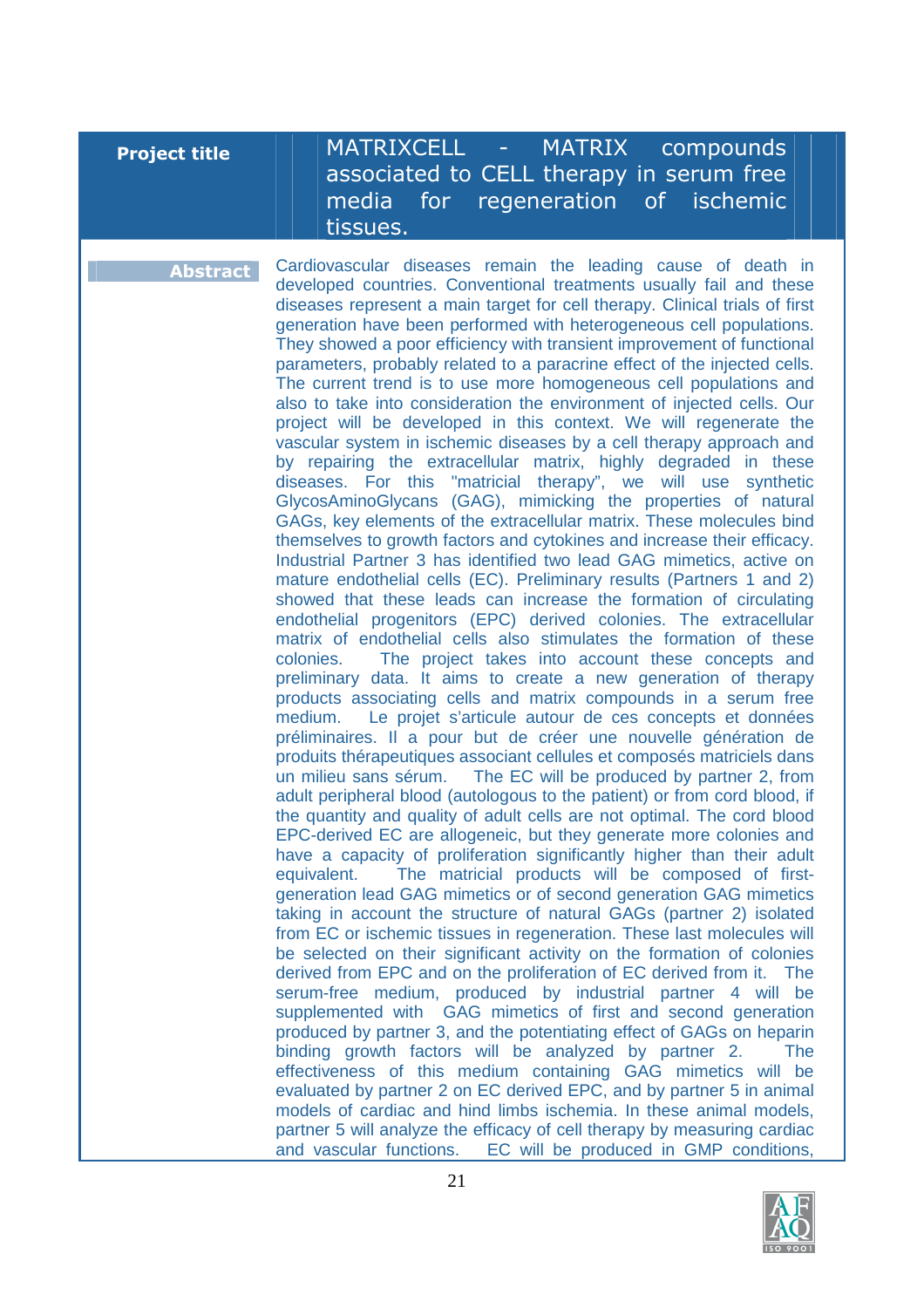| **Project title** | MATRIXCELL - MATRIX compounds associated to CELL therapy in serum free media for regeneration of ischemic tissues. |
| --- | --- |

**Abstract**

Cardiovascular diseases remain the leading cause of death in developed countries. Conventional treatments usually fail and these diseases represent a main target for cell therapy. Clinical trials of first generation have been performed with heterogeneous cell populations. They showed a poor efficiency with transient improvement of functional parameters, probably related to a paracrine effect of the injected cells. The current trend is to use more homogeneous cell populations and also to take into consideration the environment of injected cells. Our project will be developed in this context. We will regenerate the vascular system in ischemic diseases by a cell therapy approach and by repairing the extracellular matrix, highly degraded in these diseases. For this "matricial therapy", we will use synthetic GlycosAminoGlycans (GAG), mimicking the properties of natural GAGs, key elements of the extracellular matrix. These molecules bind themselves to growth factors and cytokines and increase their efficacy. Industrial Partner 3 has identified two lead GAG mimetics, active on mature endothelial cells (EC). Preliminary results (Partners 1 and 2) showed that these leads can increase the formation of circulating endothelial progenitors (EPC) derived colonies. The extracellular matrix of endothelial cells also stimulates the formation of these colonies. The project takes into account these concepts and preliminary data. It aims to create a new generation of therapy products associating cells and matrix compounds in a serum free medium. Le projet s'articule autour de ces concepts et données préliminaires. Il a pour but de créer une nouvelle génération de produits thérapeutiques associant cellules et composés matriciels dans un milieu sans sérum. The EC will be produced by partner 2, from adult peripheral blood (autologous to the patient) or from cord blood, if the quantity and quality of adult cells are not optimal. The cord blood EPC-derived EC are allogeneic, but they generate more colonies and have a capacity of proliferation significantly higher than their adult equivalent. The matricial products will be composed of first-generation lead GAG mimetics or of second generation GAG mimetics taking in account the structure of natural GAGs (partner 2) isolated from EC or ischemic tissues in regeneration. These last molecules will be selected on their significant activity on the formation of colonies derived from EPC and on the proliferation of EC derived from it. The serum-free medium, produced by industrial partner 4 will be supplemented with GAG mimetics of first and second generation produced by partner 3, and the potentiating effect of GAGs on heparin binding growth factors will be analyzed by partner 2. The effectiveness of this medium containing GAG mimetics will be evaluated by partner 2 on EC derived EPC, and by partner 5 in animal models of cardiac and hind limbs ischemia. In these animal models, partner 5 will analyze the efficacy of cell therapy by measuring cardiac and vascular functions. EC will be produced in GMP conditions,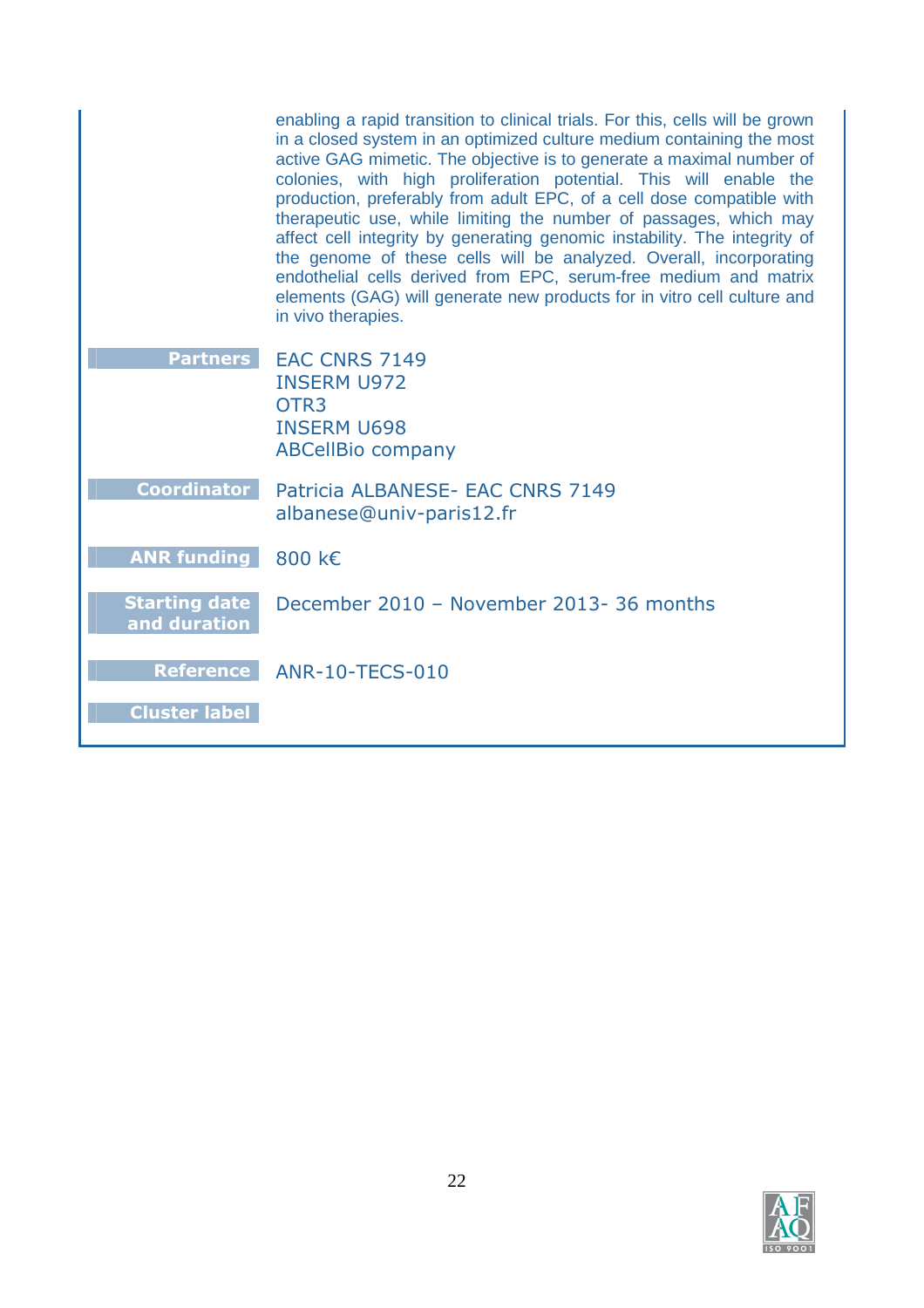enabling a rapid transition to clinical trials. For this, cells will be grown in a closed system in an optimized culture medium containing the most active GAG mimetic. The objective is to generate a maximal number of colonies, with high proliferation potential. This will enable the production, preferably from adult EPC, of a cell dose compatible with therapeutic use, while limiting the number of passages, which may affect cell integrity by generating genomic instability. The integrity of the genome of these cells will be analyzed. Overall, incorporating endothelial cells derived from EPC, serum-free medium and matrix elements (GAG) will generate new products for in vitro cell culture and in vivo therapies.

| | |
|---|---|
| **Partners** | EAC CNRS 7149<br>INSERM U972<br>OTR3<br>INSERM U698<br>ABCellBio company |
| **Coordinator** | Patricia ALBANESE- EAC CNRS 7149<br>albanese@univ-paris12.fr |
| **ANR funding** | 800 k€ |
| **Starting date and duration** | December 2010 – November 2013- 36 months |
| **Reference** | ANR-10-TECS-010 |
| **Cluster label** | |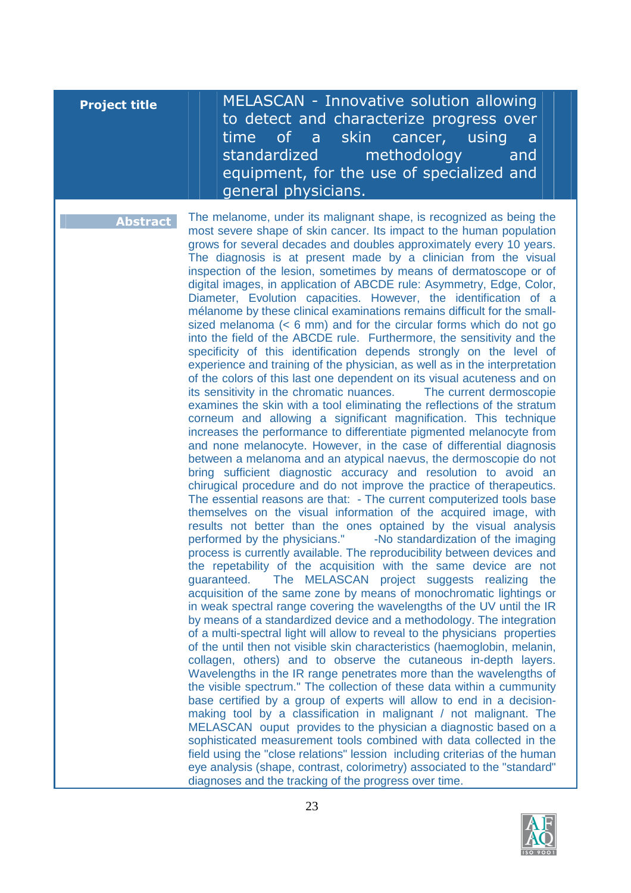| **Project title** | MELASCAN - Innovative solution allowing to detect and characterize progress over time of a skin cancer, using a standardized methodology and equipment, for the use of specialized and general physicians. |
|---|---|
| **Abstract** | The melanome, under its malignant shape, is recognized as being the most severe shape of skin cancer. Its impact to the human population grows for several decades and doubles approximately every 10 years. The diagnosis is at present made by a clinician from the visual inspection of the lesion, sometimes by means of dermatoscope or of digital images, in application of ABCDE rule: Asymmetry, Edge, Color, Diameter, Evolution capacities. However, the identification of a mélanome by these clinical examinations remains difficult for the small-sized melanoma (< 6 mm) and for the circular forms which do not go into the field of the ABCDE rule. Furthermore, the sensitivity and the specificity of this identification depends strongly on the level of experience and training of the physician, as well as in the interpretation of the colors of this last one dependent on its visual acuteness and on its sensitivity in the chromatic nuances. The current dermoscopie examines the skin with a tool eliminating the reflections of the stratum corneum and allowing a significant magnification. This technique increases the performance to differentiate pigmented melanocyte from and none melanocyte. However, in the case of differential diagnosis between a melanoma and an atypical naevus, the dermoscopie do not bring sufficient diagnostic accuracy and resolution to avoid an chirugical procedure and do not improve the practice of therapeutics. The essential reasons are that: - The current computerized tools base themselves on the visual information of the acquired image, with results not better than the ones optained by the visual analysis performed by the physicians." -No standardization of the imaging process is currently available. The reproducibility between devices and the repetability of the acquisition with the same device are not guaranteed. The MELASCAN project suggests realizing the acquisition of the same zone by means of monochromatic lightings or in weak spectral range covering the wavelengths of the UV until the IR by means of a standardized device and a methodology. The integration of a multi-spectral light will allow to reveal to the physicians properties of the until then not visible skin characteristics (haemoglobin, melanin, collagen, others) and to observe the cutaneous in-depth layers. Wavelengths in the IR range penetrates more than the wavelengths of the visible spectrum." The collection of these data within a cummunity base certified by a group of experts will allow to end in a decision-making tool by a classification in malignant / not malignant. The MELASCAN ouput provides to the physician a diagnostic based on a sophisticated measurement tools combined with data collected in the field using the "close relations" lession including criterias of the human eye analysis (shape, contrast, colorimetry) associated to the "standard" diagnoses and the tracking of the progress over time. |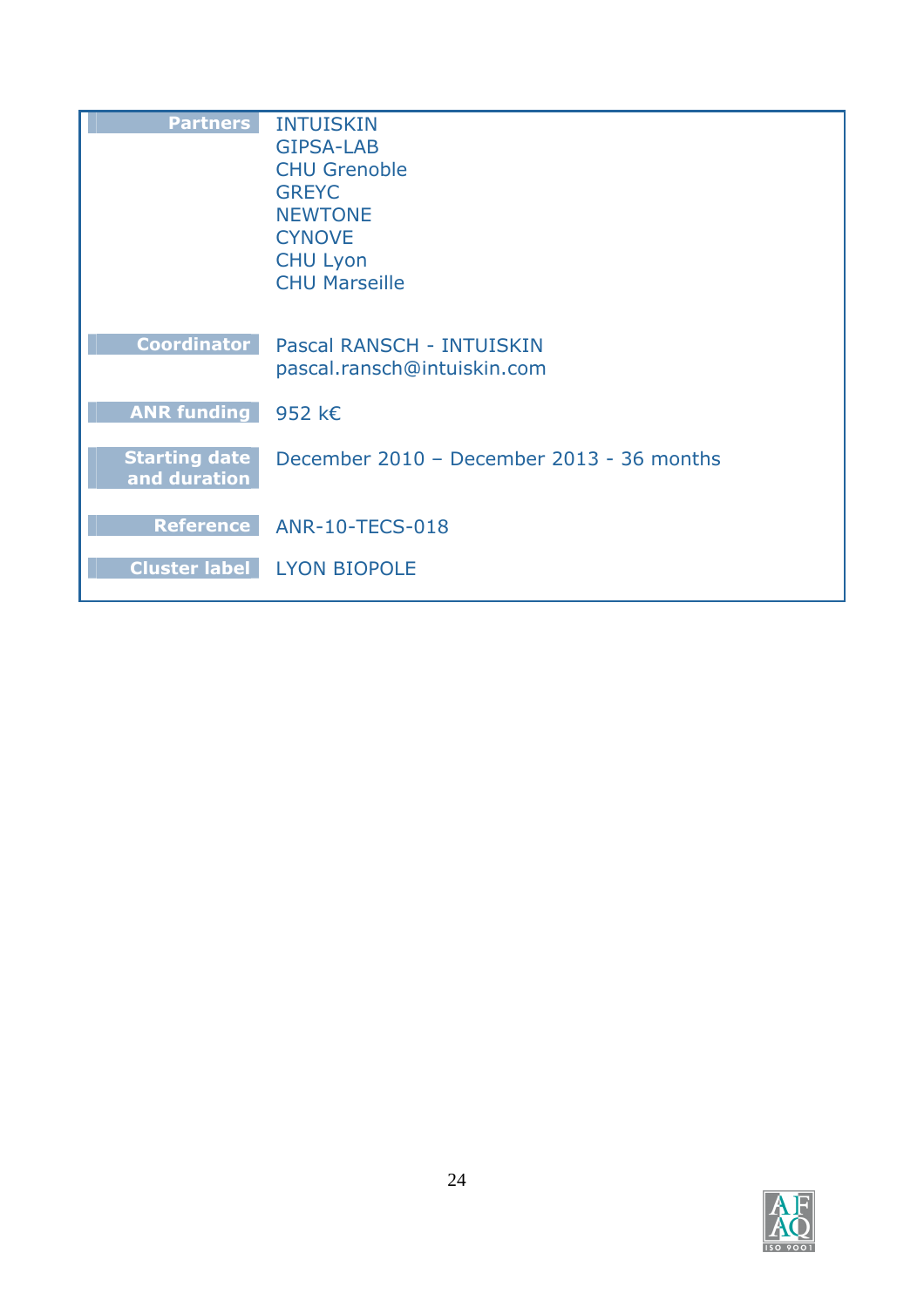| | |
|---|---|
| **Partners** | INTUISKIN<br>GIPSA-LAB<br>CHU Grenoble<br>GREYC<br>NEWTONE<br>CYNOVE<br>CHU Lyon<br>CHU Marseille |
| **Coordinator** | Pascal RANSCH - INTUISKIN<br>pascal.ransch@intuiskin.com |
| **ANR funding** | 952 k€ |
| **Starting date and duration** | December 2010 – December 2013 - 36 months |
| **Reference** | ANR-10-TECS-018 |
| **Cluster label** | LYON BIOPOLE |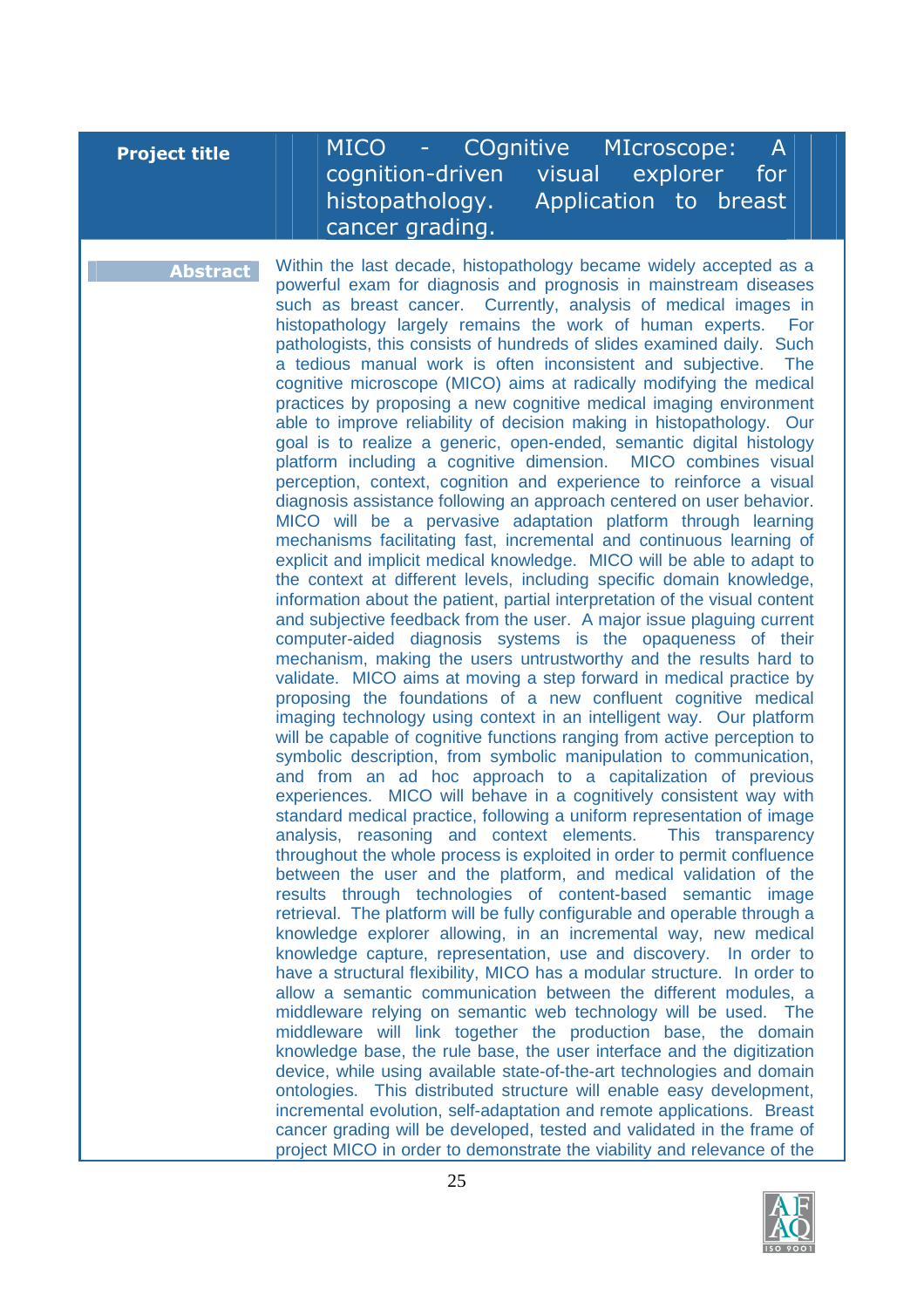| **Project title** | MICO - COgnitive MIcroscope: A cognition-driven visual explorer for histopathology. Application to breast cancer grading. |
|---|---|
| **Abstract** | Within the last decade, histopathology became widely accepted as a powerful exam for diagnosis and prognosis in mainstream diseases such as breast cancer. Currently, analysis of medical images in histopathology largely remains the work of human experts. For pathologists, this consists of hundreds of slides examined daily. Such a tedious manual work is often inconsistent and subjective. The cognitive microscope (MICO) aims at radically modifying the medical practices by proposing a new cognitive medical imaging environment able to improve reliability of decision making in histopathology. Our goal is to realize a generic, open-ended, semantic digital histology platform including a cognitive dimension. MICO combines visual perception, context, cognition and experience to reinforce a visual diagnosis assistance following an approach centered on user behavior. MICO will be a pervasive adaptation platform through learning mechanisms facilitating fast, incremental and continuous learning of explicit and implicit medical knowledge. MICO will be able to adapt to the context at different levels, including specific domain knowledge, information about the patient, partial interpretation of the visual content and subjective feedback from the user. A major issue plaguing current computer-aided diagnosis systems is the opaqueness of their mechanism, making the users untrustworthy and the results hard to validate. MICO aims at moving a step forward in medical practice by proposing the foundations of a new confluent cognitive medical imaging technology using context in an intelligent way. Our platform will be capable of cognitive functions ranging from active perception to symbolic description, from symbolic manipulation to communication, and from an ad hoc approach to a capitalization of previous experiences. MICO will behave in a cognitively consistent way with standard medical practice, following a uniform representation of image analysis, reasoning and context elements. This transparency throughout the whole process is exploited in order to permit confluence between the user and the platform, and medical validation of the results through technologies of content-based semantic image retrieval. The platform will be fully configurable and operable through a knowledge explorer allowing, in an incremental way, new medical knowledge capture, representation, use and discovery. In order to have a structural flexibility, MICO has a modular structure. In order to allow a semantic communication between the different modules, a middleware relying on semantic web technology will be used. The middleware will link together the production base, the domain knowledge base, the rule base, the user interface and the digitization device, while using available state-of-the-art technologies and domain ontologies. This distributed structure will enable easy development, incremental evolution, self-adaptation and remote applications. Breast cancer grading will be developed, tested and validated in the frame of project MICO in order to demonstrate the viability and relevance of the |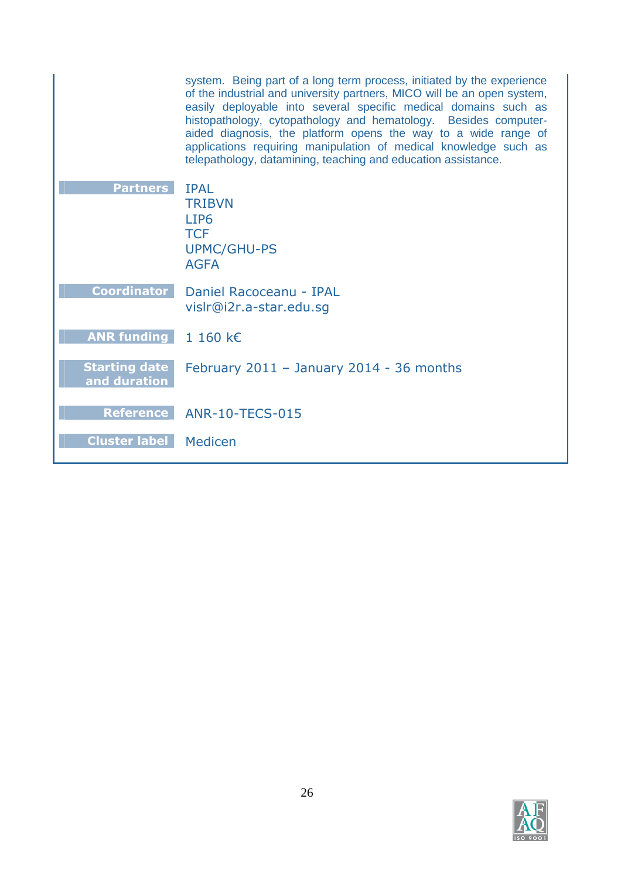system. Being part of a long term process, initiated by the experience of the industrial and university partners, MICO will be an open system, easily deployable into several specific medical domains such as histopathology, cytopathology and hematology. Besides computer-aided diagnosis, the platform opens the way to a wide range of applications requiring manipulation of medical knowledge such as telepathology, datamining, teaching and education assistance.

| | |
|---|---|
| **Partners** | IPAL<br>TRIBVN<br>LIP6<br>TCF<br>UPMC/GHU-PS<br>AGFA |
| **Coordinator** | Daniel Racoceanu - IPAL<br>vislr@i2r.a-star.edu.sg |
| **ANR funding** | 1 160 k€ |
| **Starting date and duration** | February 2011 – January 2014 - 36 months |
| **Reference** | ANR-10-TECS-015 |
| **Cluster label** | Medicen |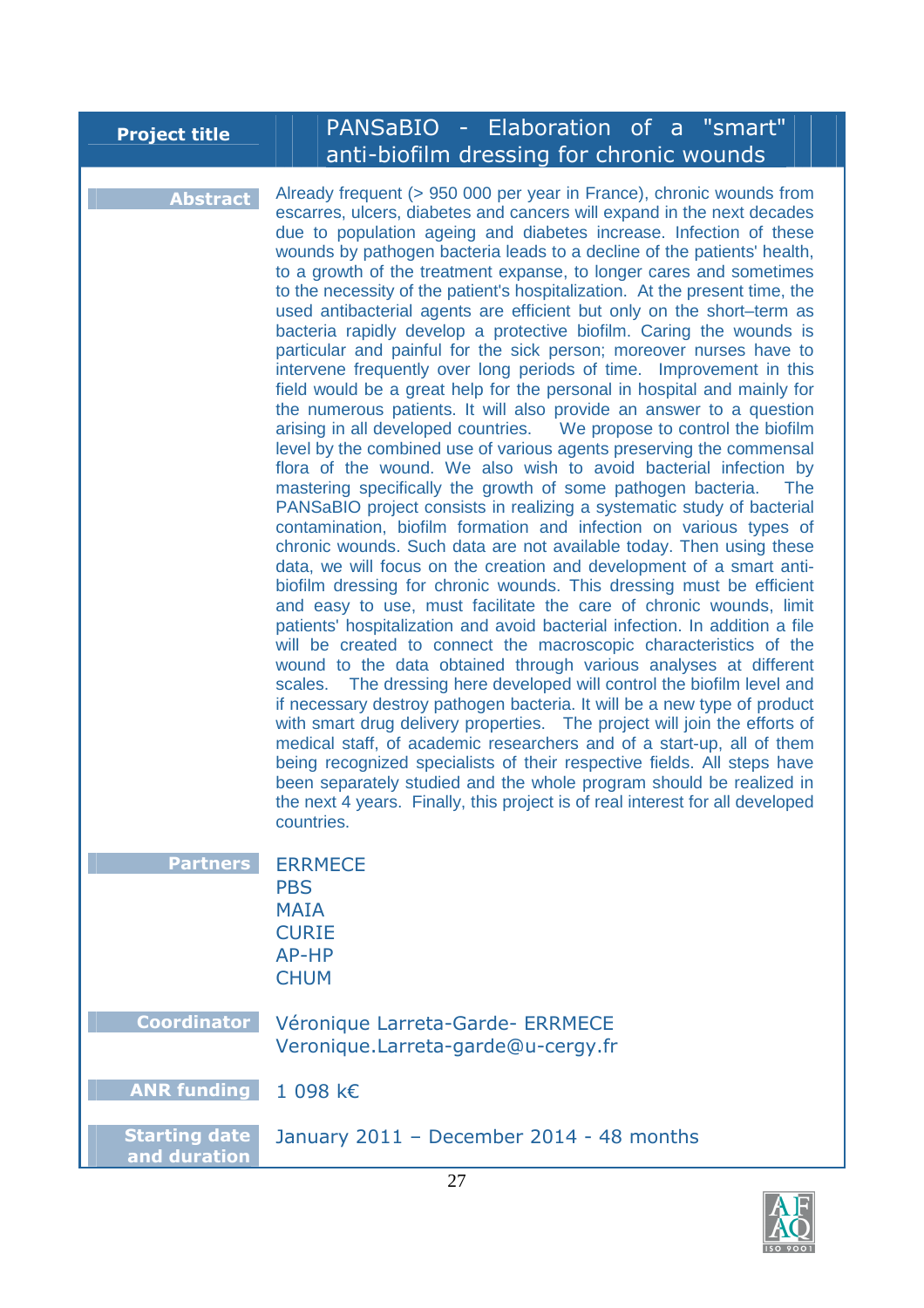| **Project title** | PANSaBIO - Elaboration of a "smart" anti-biofilm dressing for chronic wounds |
|---|---|

**Abstract**

Already frequent (> 950 000 per year in France), chronic wounds from escarres, ulcers, diabetes and cancers will expand in the next decades due to population ageing and diabetes increase. Infection of these wounds by pathogen bacteria leads to a decline of the patients' health, to a growth of the treatment expanse, to longer cares and sometimes to the necessity of the patient's hospitalization. At the present time, the used antibacterial agents are efficient but only on the short–term as bacteria rapidly develop a protective biofilm. Caring the wounds is particular and painful for the sick person; moreover nurses have to intervene frequently over long periods of time. Improvement in this field would be a great help for the personal in hospital and mainly for the numerous patients. It will also provide an answer to a question arising in all developed countries. We propose to control the biofilm level by the combined use of various agents preserving the commensal flora of the wound. We also wish to avoid bacterial infection by mastering specifically the growth of some pathogen bacteria. The PANSaBIO project consists in realizing a systematic study of bacterial contamination, biofilm formation and infection on various types of chronic wounds. Such data are not available today. Then using these data, we will focus on the creation and development of a smart anti-biofilm dressing for chronic wounds. This dressing must be efficient and easy to use, must facilitate the care of chronic wounds, limit patients' hospitalization and avoid bacterial infection. In addition a file will be created to connect the macroscopic characteristics of the wound to the data obtained through various analyses at different scales. The dressing here developed will control the biofilm level and if necessary destroy pathogen bacteria. It will be a new type of product with smart drug delivery properties. The project will join the efforts of medical staff, of academic researchers and of a start-up, all of them being recognized specialists of their respective fields. All steps have been separately studied and the whole program should be realized in the next 4 years. Finally, this project is of real interest for all developed countries.

**Partners**

ERRMECE
PBS
MAIA
CURIE
AP-HP
CHUM

**Coordinator**

Véronique Larreta-Garde- ERRMECE
Veronique.Larreta-garde@u-cergy.fr

**ANR funding**

1 098 k€

**Starting date and duration**

January 2011 – December 2014 - 48 months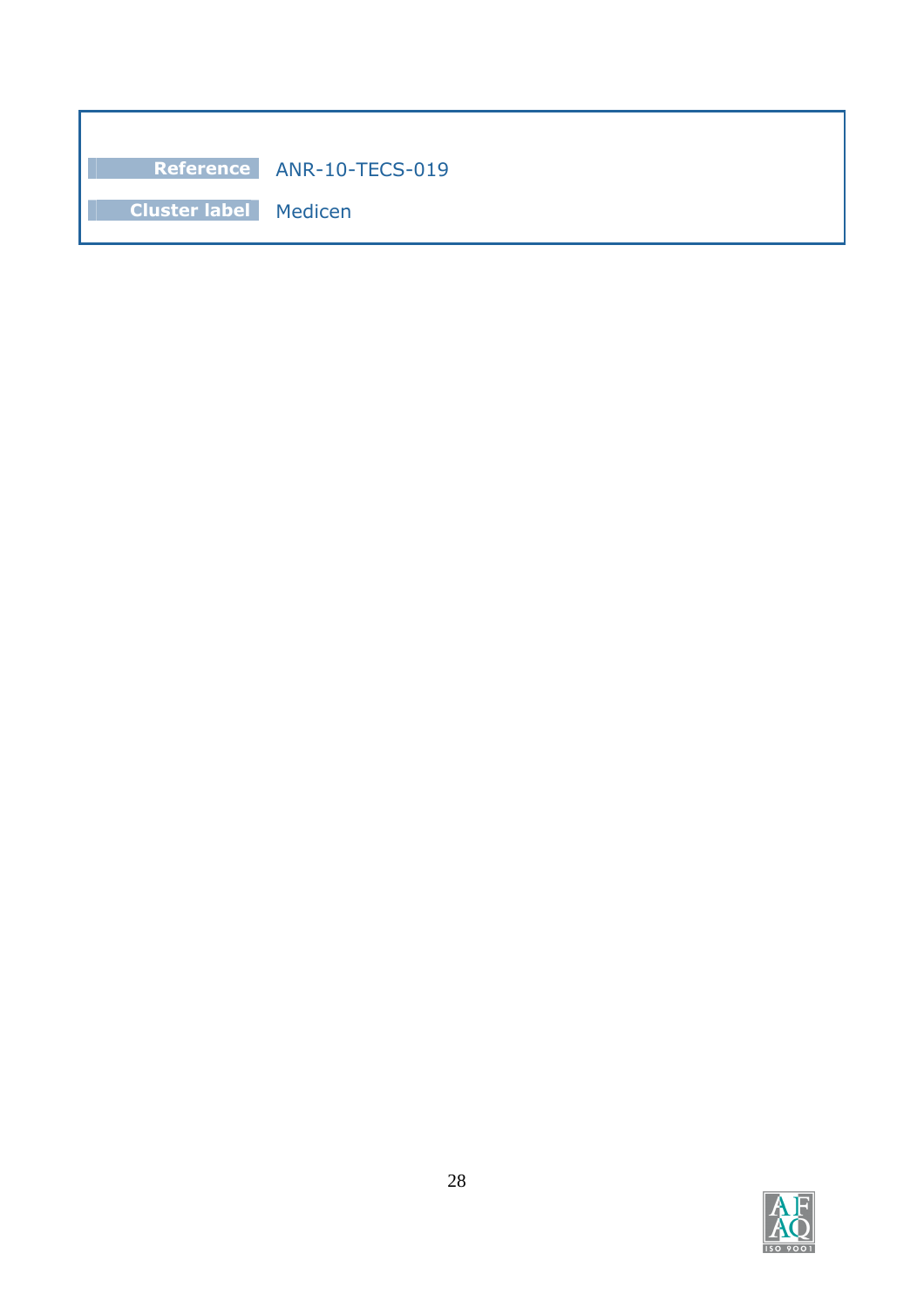| | |
|---|---|
| **Reference** | ANR-10-TECS-019 |
| **Cluster label** | Medicen |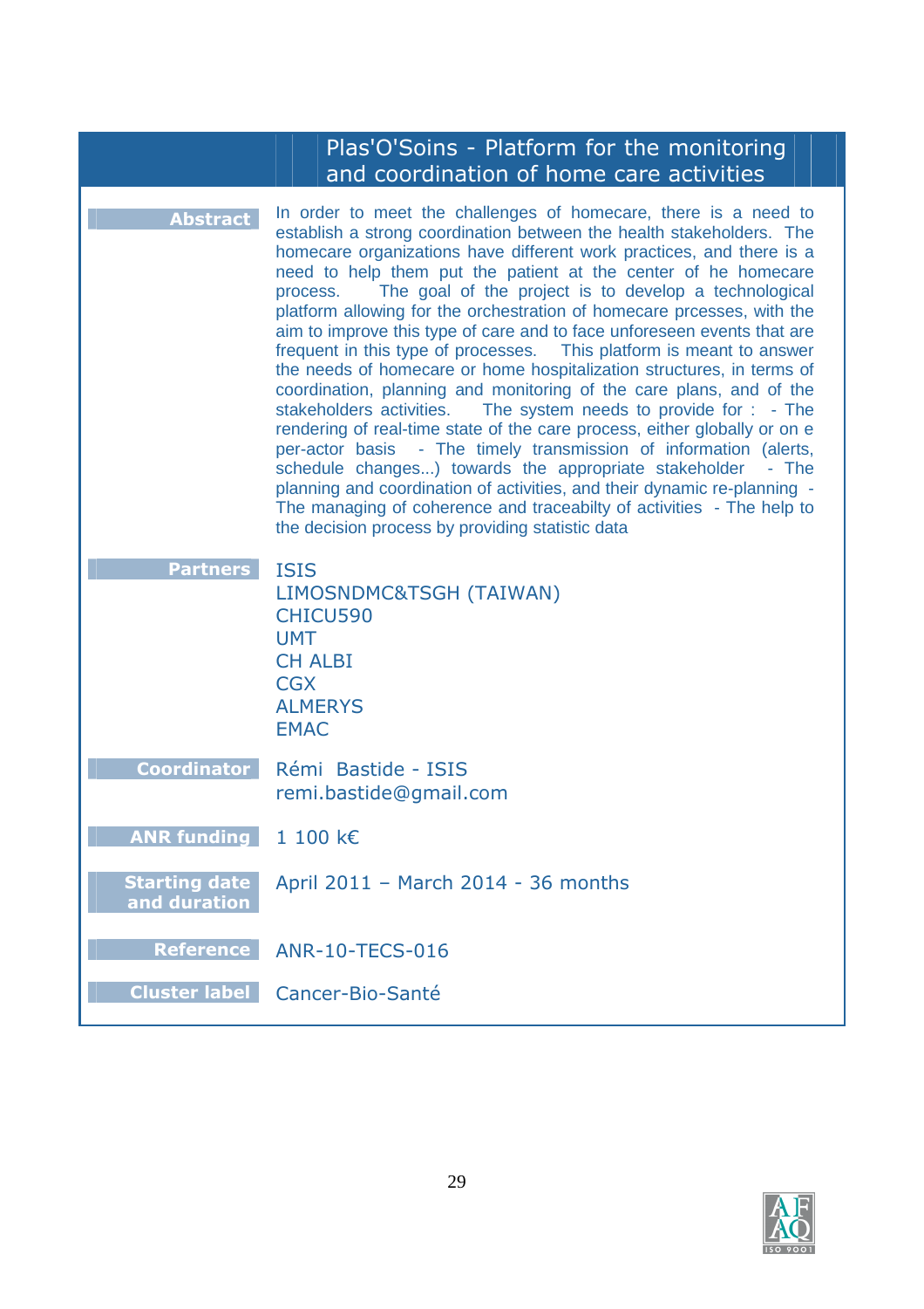## Plas'O'Soins - Platform for the monitoring and coordination of home care activities

| | |
|---|---|
| **Abstract** | In order to meet the challenges of homecare, there is a need to establish a strong coordination between the health stakeholders. The homecare organizations have different work practices, and there is a need to help them put the patient at the center of he homecare process. The goal of the project is to develop a technological platform allowing for the orchestration of homecare prcesses, with the aim to improve this type of care and to face unforeseen events that are frequent in this type of processes. This platform is meant to answer the needs of homecare or home hospitalization structures, in terms of coordination, planning and monitoring of the care plans, and of the stakeholders activities. The system needs to provide for : - The rendering of real-time state of the care process, either globally or on e per-actor basis - The timely transmission of information (alerts, schedule changes...) towards the appropriate stakeholder - The planning and coordination of activities, and their dynamic re-planning - The managing of coherence and traceabilty of activities - The help to the decision process by providing statistic data |
| **Partners** | ISIS<br>LIMOSNDMC&TSGH (TAIWAN)<br>CHICU590<br>UMT<br>CH ALBI<br>CGX<br>ALMERYS<br>EMAC |
| **Coordinator** | Rémi Bastide - ISIS<br>remi.bastide@gmail.com |
| **ANR funding** | 1 100 k€ |
| **Starting date and duration** | April 2011 – March 2014 - 36 months |
| **Reference** | ANR-10-TECS-016 |
| **Cluster label** | Cancer-Bio-Santé |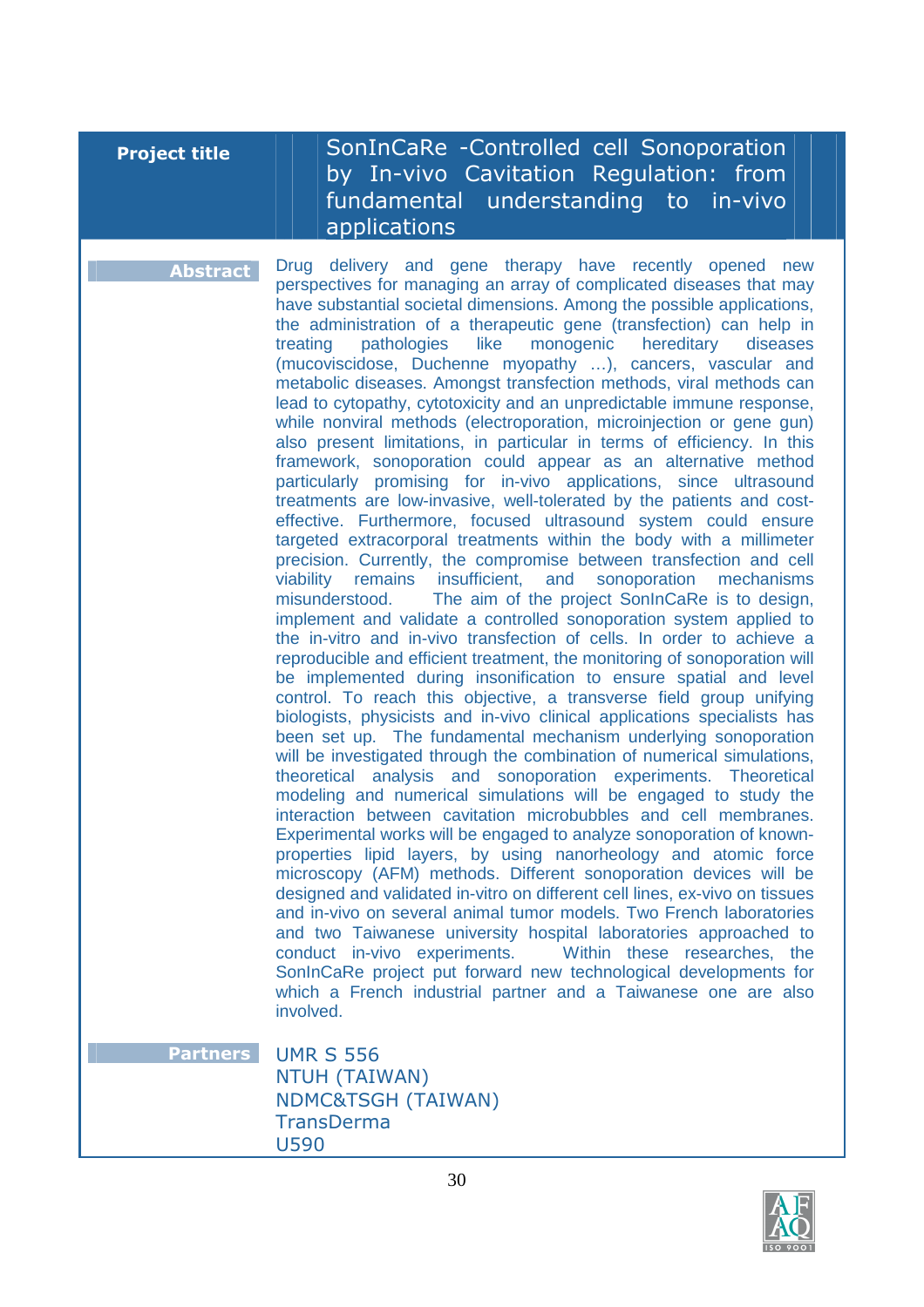| **Project title** | SonInCaRe -Controlled cell Sonoporation by In-vivo Cavitation Regulation: from fundamental understanding to in-vivo applications |
|---|---|

**Abstract**

Drug delivery and gene therapy have recently opened new perspectives for managing an array of complicated diseases that may have substantial societal dimensions. Among the possible applications, the administration of a therapeutic gene (transfection) can help in treating pathologies like monogenic hereditary diseases (mucoviscidose, Duchenne myopathy …), cancers, vascular and metabolic diseases. Amongst transfection methods, viral methods can lead to cytopathy, cytotoxicity and an unpredictable immune response, while nonviral methods (electroporation, microinjection or gene gun) also present limitations, in particular in terms of efficiency. In this framework, sonoporation could appear as an alternative method particularly promising for in-vivo applications, since ultrasound treatments are low-invasive, well-tolerated by the patients and cost-effective. Furthermore, focused ultrasound system could ensure targeted extracorporal treatments within the body with a millimeter precision. Currently, the compromise between transfection and cell viability remains insufficient, and sonoporation mechanisms misunderstood. The aim of the project SonInCaRe is to design, implement and validate a controlled sonoporation system applied to the in-vitro and in-vivo transfection of cells. In order to achieve a reproducible and efficient treatment, the monitoring of sonoporation will be implemented during insonification to ensure spatial and level control. To reach this objective, a transverse field group unifying biologists, physicists and in-vivo clinical applications specialists has been set up. The fundamental mechanism underlying sonoporation will be investigated through the combination of numerical simulations, theoretical analysis and sonoporation experiments. Theoretical modeling and numerical simulations will be engaged to study the interaction between cavitation microbubbles and cell membranes. Experimental works will be engaged to analyze sonoporation of known-properties lipid layers, by using nanorheology and atomic force microscopy (AFM) methods. Different sonoporation devices will be designed and validated in-vitro on different cell lines, ex-vivo on tissues and in-vivo on several animal tumor models. Two French laboratories and two Taiwanese university hospital laboratories approached to conduct in-vivo experiments. Within these researches, the SonInCaRe project put forward new technological developments for which a French industrial partner and a Taiwanese one are also involved.

**Partners**

UMR S 556
NTUH (TAIWAN)
NDMC&TSGH (TAIWAN)
TransDerma
U590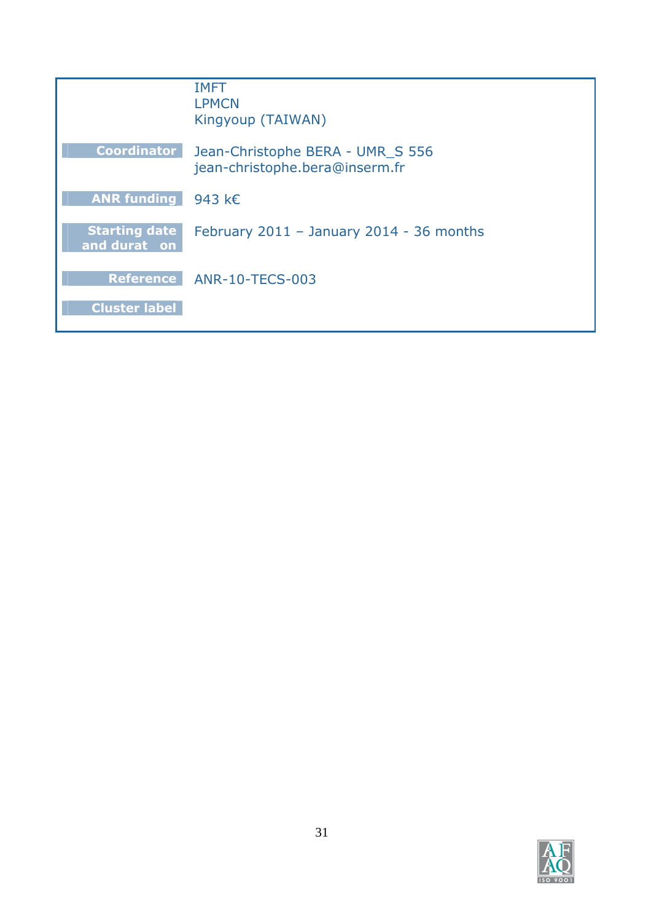| | |
|---|---|
| | IMFT<br>LPMCN<br>Kingyoup (TAIWAN) |
| **Coordinator** | Jean-Christophe BERA - UMR_S 556<br>jean-christophe.bera@inserm.fr |
| **ANR funding** | 943 k€ |
| **Starting date and durat on** | February 2011 – January 2014 - 36 months |
| **Reference** | ANR-10-TECS-003 |
| **Cluster label** | |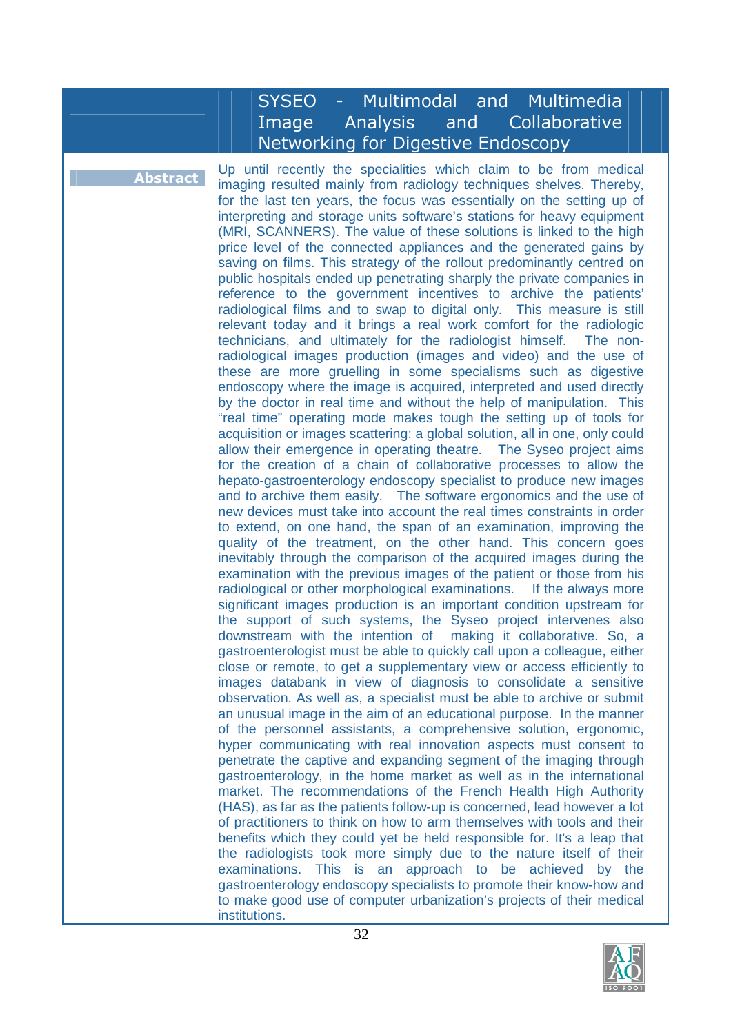# SYSEO - Multimodal and Multimedia Image Analysis and Collaborative Networking for Digestive Endoscopy

**Abstract**

Up until recently the specialities which claim to be from medical imaging resulted mainly from radiology techniques shelves. Thereby, for the last ten years, the focus was essentially on the setting up of interpreting and storage units software's stations for heavy equipment (MRI, SCANNERS). The value of these solutions is linked to the high price level of the connected appliances and the generated gains by saving on films. This strategy of the rollout predominantly centred on public hospitals ended up penetrating sharply the private companies in reference to the government incentives to archive the patients' radiological films and to swap to digital only. This measure is still relevant today and it brings a real work comfort for the radiologic technicians, and ultimately for the radiologist himself. The non-radiological images production (images and video) and the use of these are more gruelling in some specialisms such as digestive endoscopy where the image is acquired, interpreted and used directly by the doctor in real time and without the help of manipulation. This "real time" operating mode makes tough the setting up of tools for acquisition or images scattering: a global solution, all in one, only could allow their emergence in operating theatre. The Syseo project aims for the creation of a chain of collaborative processes to allow the hepato-gastroenterology endoscopy specialist to produce new images and to archive them easily. The software ergonomics and the use of new devices must take into account the real times constraints in order to extend, on one hand, the span of an examination, improving the quality of the treatment, on the other hand. This concern goes inevitably through the comparison of the acquired images during the examination with the previous images of the patient or those from his radiological or other morphological examinations. If the always more significant images production is an important condition upstream for the support of such systems, the Syseo project intervenes also downstream with the intention of making it collaborative. So, a gastroenterologist must be able to quickly call upon a colleague, either close or remote, to get a supplementary view or access efficiently to images databank in view of diagnosis to consolidate a sensitive observation. As well as, a specialist must be able to archive or submit an unusual image in the aim of an educational purpose. In the manner of the personnel assistants, a comprehensive solution, ergonomic, hyper communicating with real innovation aspects must consent to penetrate the captive and expanding segment of the imaging through gastroenterology, in the home market as well as in the international market. The recommendations of the French Health High Authority (HAS), as far as the patients follow-up is concerned, lead however a lot of practitioners to think on how to arm themselves with tools and their benefits which they could yet be held responsible for. It's a leap that the radiologists took more simply due to the nature itself of their examinations. This is an approach to be achieved by the gastroenterology endoscopy specialists to promote their know-how and to make good use of computer urbanization's projects of their medical institutions.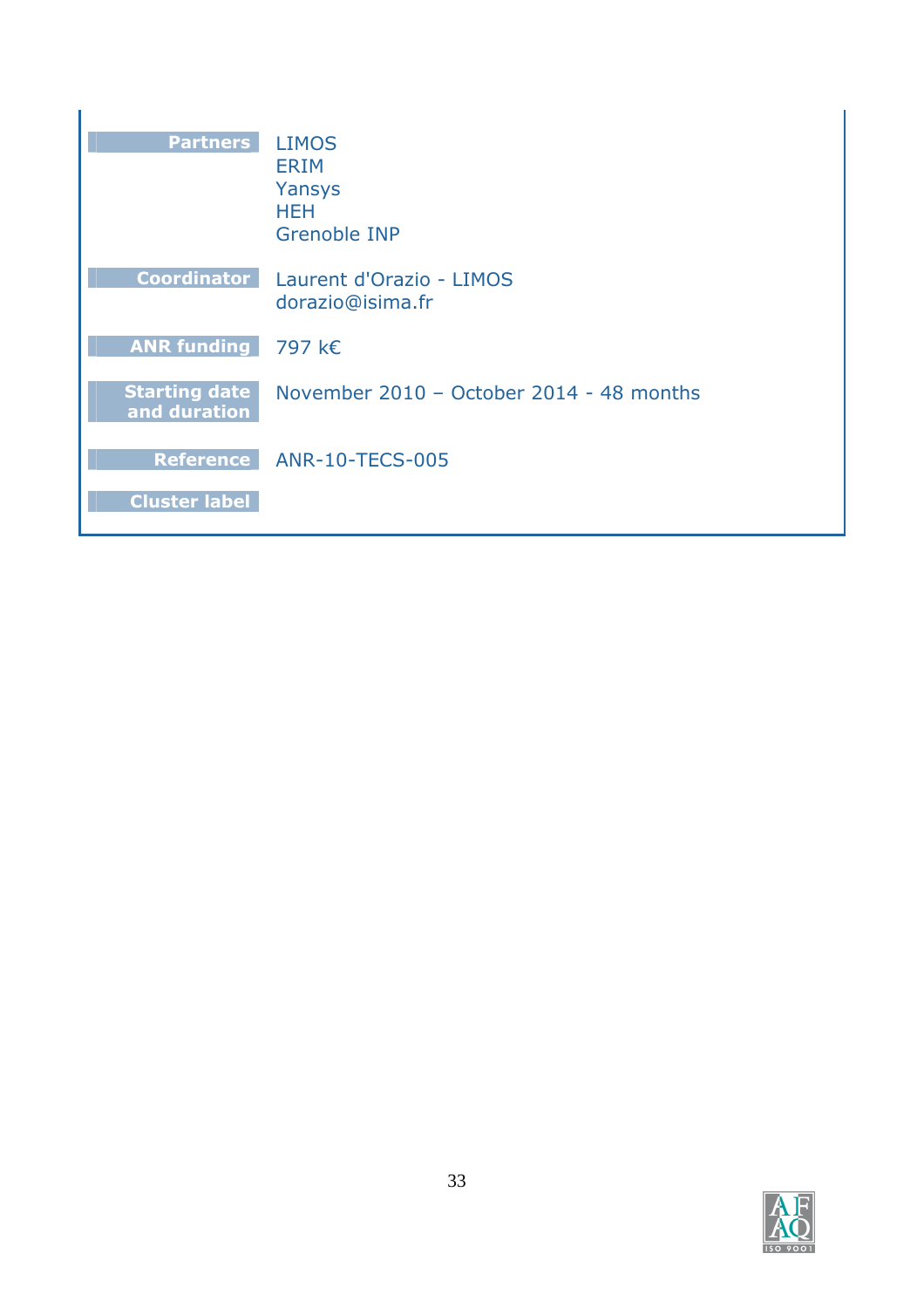| | |
|---|---|
| **Partners** | LIMOS<br>ERIM<br>Yansys<br>HEH<br>Grenoble INP |
| **Coordinator** | Laurent d'Orazio - LIMOS<br>dorazio@isima.fr |
| **ANR funding** | 797 k€ |
| **Starting date and duration** | November 2010 – October 2014 - 48 months |
| **Reference** | ANR-10-TECS-005 |
| **Cluster label** | |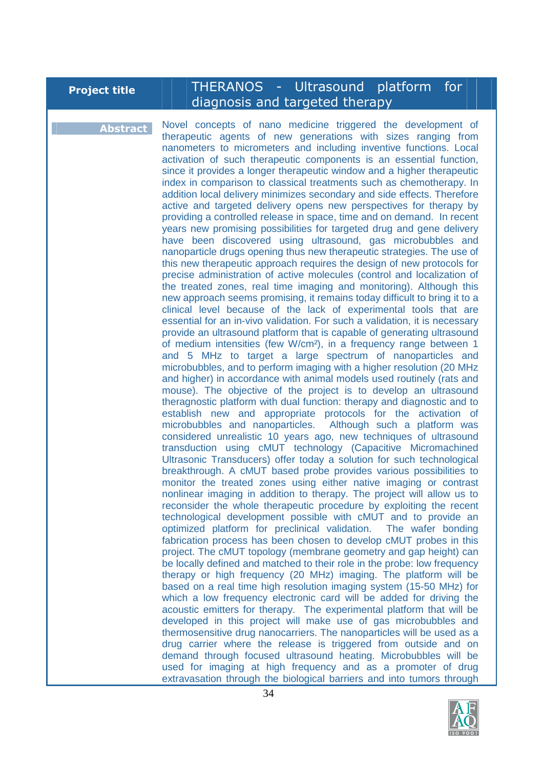| Project title | THERANOS - Ultrasound platform for diagnosis and targeted therapy |
| --- | --- |

**Abstract**

Novel concepts of nano medicine triggered the development of therapeutic agents of new generations with sizes ranging from nanometers to micrometers and including inventive functions. Local activation of such therapeutic components is an essential function, since it provides a longer therapeutic window and a higher therapeutic index in comparison to classical treatments such as chemotherapy. In addition local delivery minimizes secondary and side effects. Therefore active and targeted delivery opens new perspectives for therapy by providing a controlled release in space, time and on demand. In recent years new promising possibilities for targeted drug and gene delivery have been discovered using ultrasound, gas microbubbles and nanoparticle drugs opening thus new therapeutic strategies. The use of this new therapeutic approach requires the design of new protocols for precise administration of active molecules (control and localization of the treated zones, real time imaging and monitoring). Although this new approach seems promising, it remains today difficult to bring it to a clinical level because of the lack of experimental tools that are essential for an in-vivo validation. For such a validation, it is necessary provide an ultrasound platform that is capable of generating ultrasound of medium intensities (few W/cm²), in a frequency range between 1 and 5 MHz to target a large spectrum of nanoparticles and microbubbles, and to perform imaging with a higher resolution (20 MHz and higher) in accordance with animal models used routinely (rats and mouse). The objective of the project is to develop an ultrasound theragnostic platform with dual function: therapy and diagnostic and to establish new and appropriate protocols for the activation of microbubbles and nanoparticles. Although such a platform was considered unrealistic 10 years ago, new techniques of ultrasound transduction using cMUT technology (Capacitive Micromachined Ultrasonic Transducers) offer today a solution for such technological breakthrough. A cMUT based probe provides various possibilities to monitor the treated zones using either native imaging or contrast nonlinear imaging in addition to therapy. The project will allow us to reconsider the whole therapeutic procedure by exploiting the recent technological development possible with cMUT and to provide an optimized platform for preclinical validation. The wafer bonding fabrication process has been chosen to develop cMUT probes in this project. The cMUT topology (membrane geometry and gap height) can be locally defined and matched to their role in the probe: low frequency therapy or high frequency (20 MHz) imaging. The platform will be based on a real time high resolution imaging system (15-50 MHz) for which a low frequency electronic card will be added for driving the acoustic emitters for therapy. The experimental platform that will be developed in this project will make use of gas microbubbles and thermosensitive drug nanocarriers. The nanoparticles will be used as a drug carrier where the release is triggered from outside and on demand through focused ultrasound heating. Microbubbles will be used for imaging at high frequency and as a promoter of drug extravasation through the biological barriers and into tumors through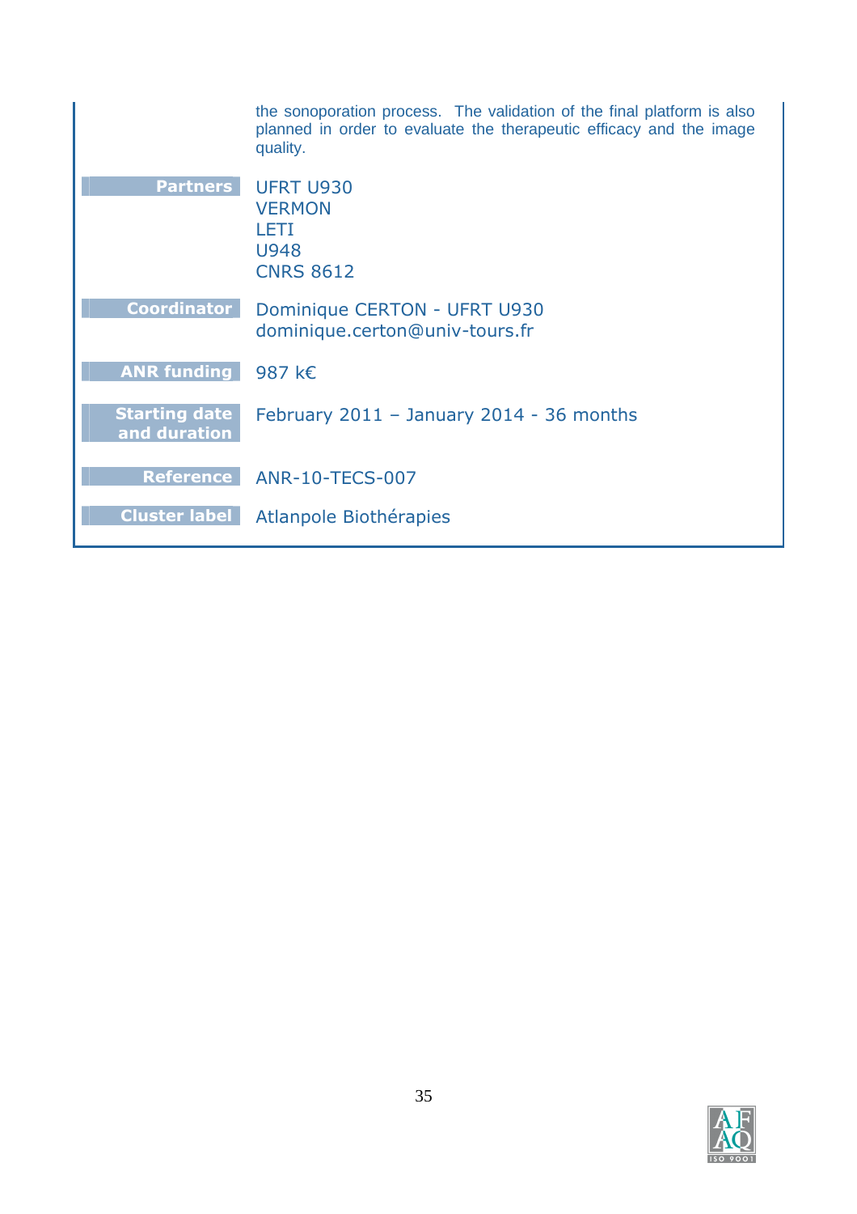the sonoporation process. The validation of the final platform is also planned in order to evaluate the therapeutic efficacy and the image quality.

| | |
|---|---|
| **Partners** | UFRT U930<br>VERMON<br>LETI<br>U948<br>CNRS 8612 |
| **Coordinator** | Dominique CERTON - UFRT U930<br>dominique.certon@univ-tours.fr |
| **ANR funding** | 987 k€ |
| **Starting date and duration** | February 2011 – January 2014 - 36 months |
| **Reference** | ANR-10-TECS-007 |
| **Cluster label** | Atlanpole Biothérapies |